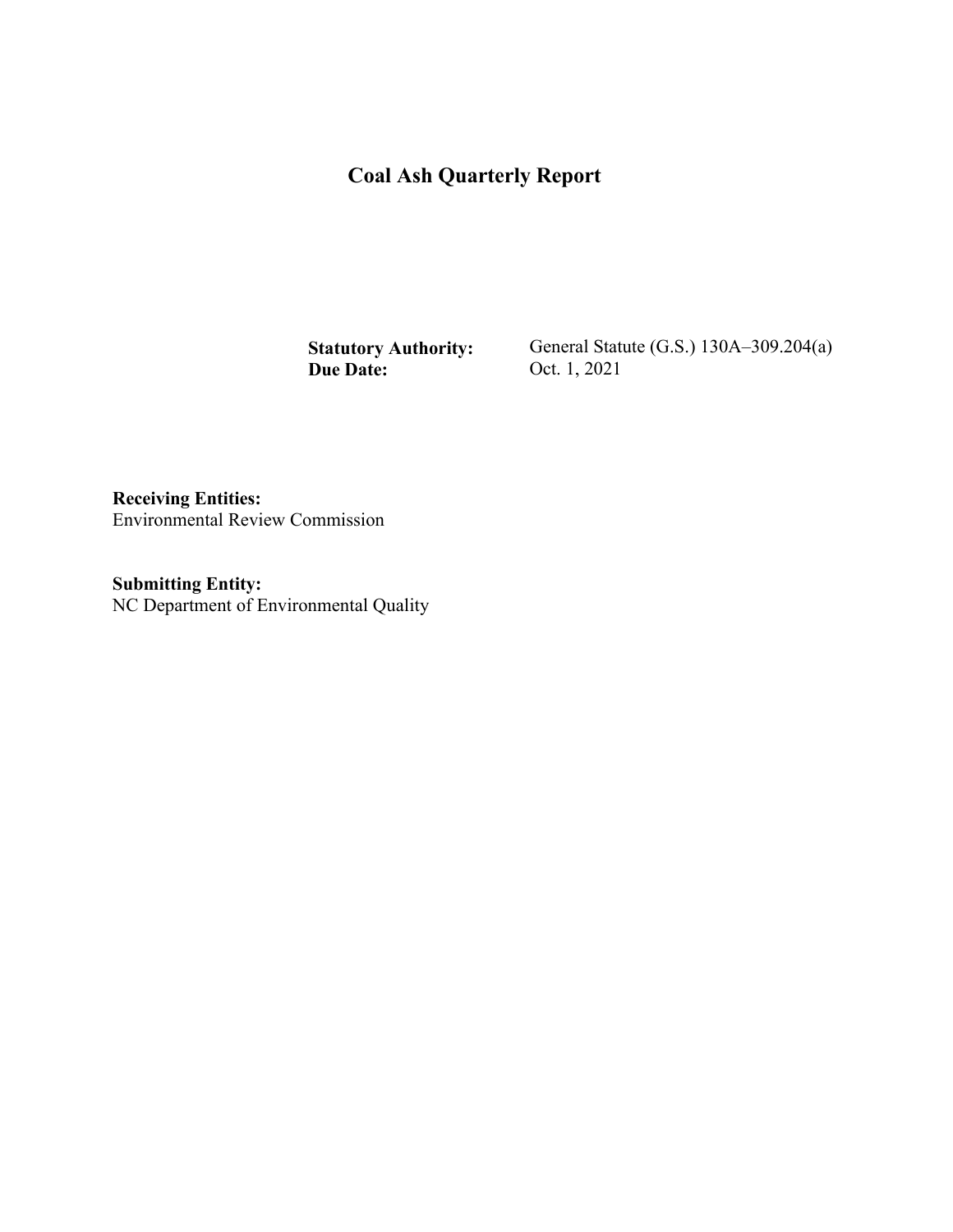# Coal Ash Quarterly Report

**Statutory Authority:** General Statute (G.S.) 130A–309.204(a)
**Due Date:** Oct. 1, 2021

**Receiving Entities:**
Environmental Review Commission

**Submitting Entity:**
NC Department of Environmental Quality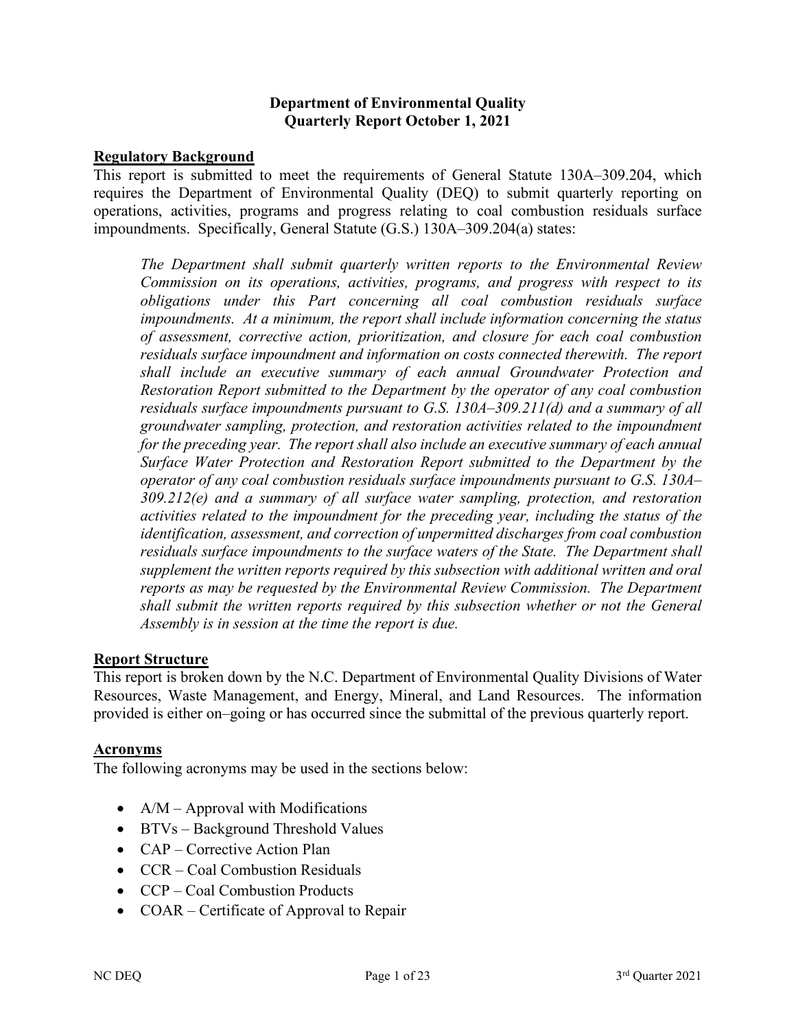**Department of Environmental Quality**
**Quarterly Report October 1, 2021**

## Regulatory Background

This report is submitted to meet the requirements of General Statute 130A–309.204, which requires the Department of Environmental Quality (DEQ) to submit quarterly reporting on operations, activities, programs and progress relating to coal combustion residuals surface impoundments. Specifically, General Statute (G.S.) 130A–309.204(a) states:

> *The Department shall submit quarterly written reports to the Environmental Review Commission on its operations, activities, programs, and progress with respect to its obligations under this Part concerning all coal combustion residuals surface impoundments. At a minimum, the report shall include information concerning the status of assessment, corrective action, prioritization, and closure for each coal combustion residuals surface impoundment and information on costs connected therewith. The report shall include an executive summary of each annual Groundwater Protection and Restoration Report submitted to the Department by the operator of any coal combustion residuals surface impoundments pursuant to G.S. 130A–309.211(d) and a summary of all groundwater sampling, protection, and restoration activities related to the impoundment for the preceding year. The report shall also include an executive summary of each annual Surface Water Protection and Restoration Report submitted to the Department by the operator of any coal combustion residuals surface impoundments pursuant to G.S. 130A–309.212(e) and a summary of all surface water sampling, protection, and restoration activities related to the impoundment for the preceding year, including the status of the identification, assessment, and correction of unpermitted discharges from coal combustion residuals surface impoundments to the surface waters of the State. The Department shall supplement the written reports required by this subsection with additional written and oral reports as may be requested by the Environmental Review Commission. The Department shall submit the written reports required by this subsection whether or not the General Assembly is in session at the time the report is due.*

## Report Structure

This report is broken down by the N.C. Department of Environmental Quality Divisions of Water Resources, Waste Management, and Energy, Mineral, and Land Resources. The information provided is either on–going or has occurred since the submittal of the previous quarterly report.

## Acronyms

The following acronyms may be used in the sections below:

- A/M – Approval with Modifications
- BTVs – Background Threshold Values
- CAP – Corrective Action Plan
- CCR – Coal Combustion Residuals
- CCP – Coal Combustion Products
- COAR – Certificate of Approval to Repair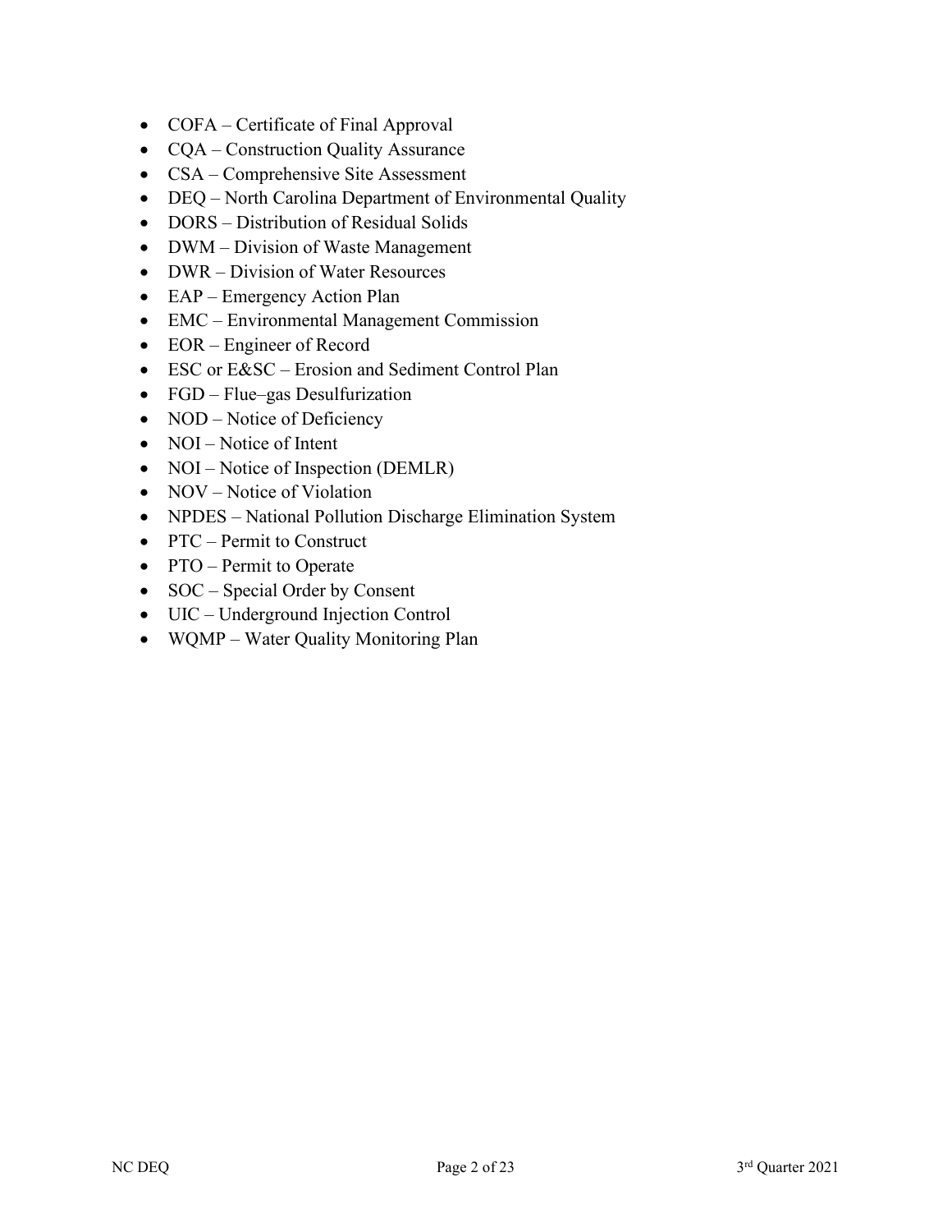- COFA – Certificate of Final Approval
- CQA – Construction Quality Assurance
- CSA – Comprehensive Site Assessment
- DEQ – North Carolina Department of Environmental Quality
- DORS – Distribution of Residual Solids
- DWM – Division of Waste Management
- DWR – Division of Water Resources
- EAP – Emergency Action Plan
- EMC – Environmental Management Commission
- EOR – Engineer of Record
- ESC or E&SC – Erosion and Sediment Control Plan
- FGD – Flue–gas Desulfurization
- NOD – Notice of Deficiency
- NOI – Notice of Intent
- NOI – Notice of Inspection (DEMLR)
- NOV – Notice of Violation
- NPDES – National Pollution Discharge Elimination System
- PTC – Permit to Construct
- PTO – Permit to Operate
- SOC – Special Order by Consent
- UIC – Underground Injection Control
- WQMP – Water Quality Monitoring Plan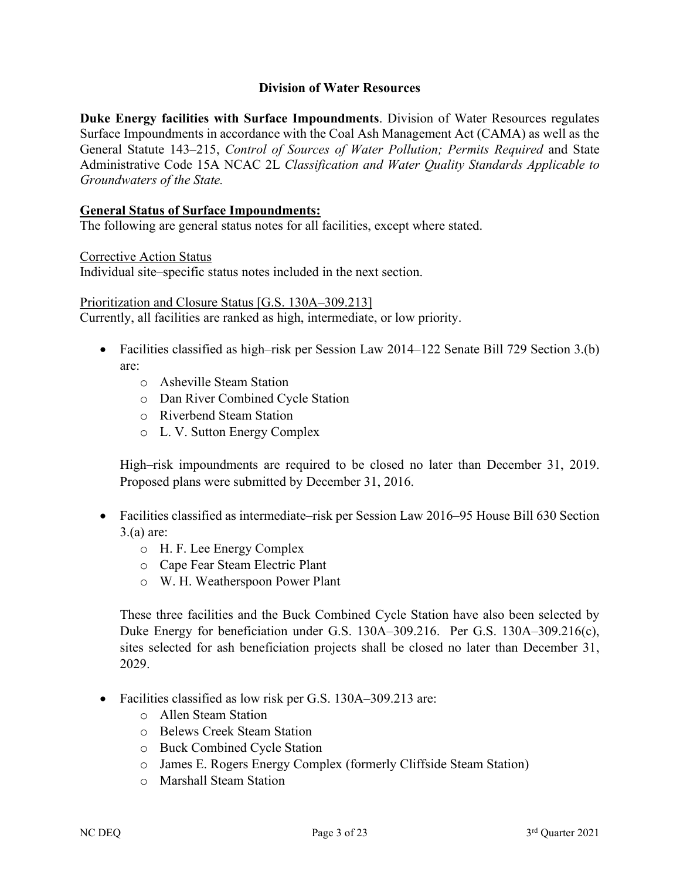### Division of Water Resources

**Duke Energy facilities with Surface Impoundments**. Division of Water Resources regulates Surface Impoundments in accordance with the Coal Ash Management Act (CAMA) as well as the General Statute 143–215, *Control of Sources of Water Pollution; Permits Required* and State Administrative Code 15A NCAC 2L *Classification and Water Quality Standards Applicable to Groundwaters of the State.*

**General Status of Surface Impoundments:**

The following are general status notes for all facilities, except where stated.

Corrective Action Status

Individual site–specific status notes included in the next section.

Prioritization and Closure Status [G.S. 130A–309.213]

Currently, all facilities are ranked as high, intermediate, or low priority.

- Facilities classified as high–risk per Session Law 2014–122 Senate Bill 729 Section 3.(b) are:
  - Asheville Steam Station
  - Dan River Combined Cycle Station
  - Riverbend Steam Station
  - L. V. Sutton Energy Complex

  High–risk impoundments are required to be closed no later than December 31, 2019. Proposed plans were submitted by December 31, 2016.

- Facilities classified as intermediate–risk per Session Law 2016–95 House Bill 630 Section 3.(a) are:
  - H. F. Lee Energy Complex
  - Cape Fear Steam Electric Plant
  - W. H. Weatherspoon Power Plant

  These three facilities and the Buck Combined Cycle Station have also been selected by Duke Energy for beneficiation under G.S. 130A–309.216. Per G.S. 130A–309.216(c), sites selected for ash beneficiation projects shall be closed no later than December 31, 2029.

- Facilities classified as low risk per G.S. 130A–309.213 are:
  - Allen Steam Station
  - Belews Creek Steam Station
  - Buck Combined Cycle Station
  - James E. Rogers Energy Complex (formerly Cliffside Steam Station)
  - Marshall Steam Station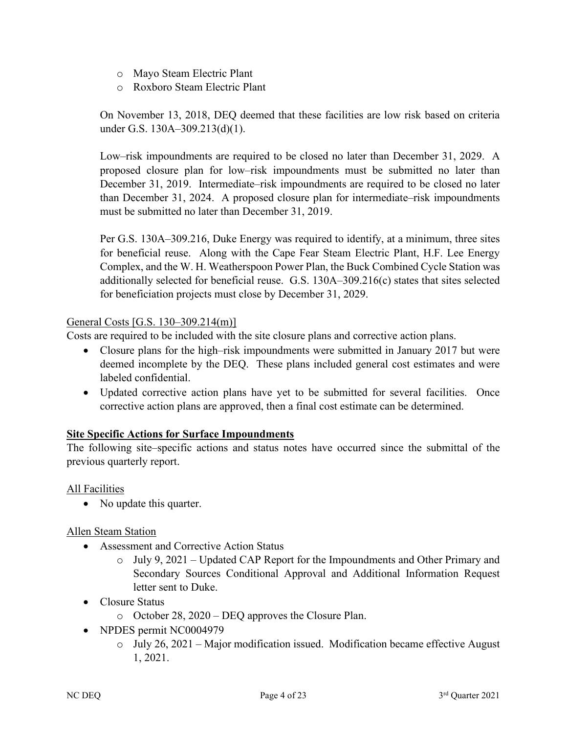- Mayo Steam Electric Plant
- Roxboro Steam Electric Plant

On November 13, 2018, DEQ deemed that these facilities are low risk based on criteria under G.S. 130A–309.213(d)(1).

Low–risk impoundments are required to be closed no later than December 31, 2029. A proposed closure plan for low–risk impoundments must be submitted no later than December 31, 2019. Intermediate–risk impoundments are required to be closed no later than December 31, 2024. A proposed closure plan for intermediate–risk impoundments must be submitted no later than December 31, 2019.

Per G.S. 130A–309.216, Duke Energy was required to identify, at a minimum, three sites for beneficial reuse. Along with the Cape Fear Steam Electric Plant, H.F. Lee Energy Complex, and the W. H. Weatherspoon Power Plan, the Buck Combined Cycle Station was additionally selected for beneficial reuse. G.S. 130A–309.216(c) states that sites selected for beneficiation projects must close by December 31, 2029.

General Costs [G.S. 130–309.214(m)]

Costs are required to be included with the site closure plans and corrective action plans.

- Closure plans for the high–risk impoundments were submitted in January 2017 but were deemed incomplete by the DEQ. These plans included general cost estimates and were labeled confidential.
- Updated corrective action plans have yet to be submitted for several facilities. Once corrective action plans are approved, then a final cost estimate can be determined.

**Site Specific Actions for Surface Impoundments**

The following site–specific actions and status notes have occurred since the submittal of the previous quarterly report.

All Facilities

- No update this quarter.

Allen Steam Station

- Assessment and Corrective Action Status
  - July 9, 2021 – Updated CAP Report for the Impoundments and Other Primary and Secondary Sources Conditional Approval and Additional Information Request letter sent to Duke.
- Closure Status
  - October 28, 2020 – DEQ approves the Closure Plan.
- NPDES permit NC0004979
  - July 26, 2021 – Major modification issued. Modification became effective August 1, 2021.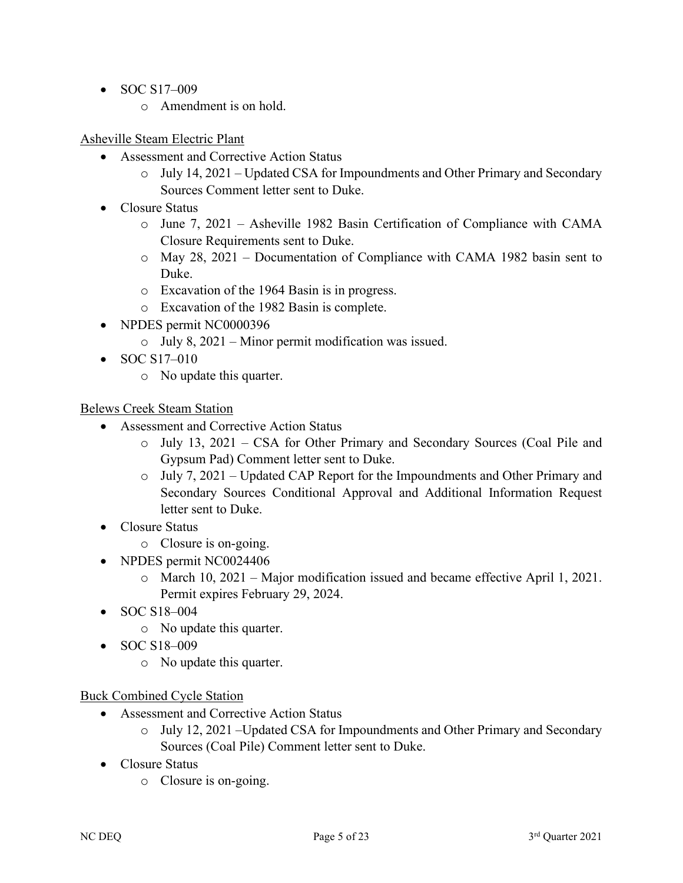- SOC S17–009
  - Amendment is on hold.

Asheville Steam Electric Plant

- Assessment and Corrective Action Status
  - July 14, 2021 – Updated CSA for Impoundments and Other Primary and Secondary Sources Comment letter sent to Duke.
- Closure Status
  - June 7, 2021 – Asheville 1982 Basin Certification of Compliance with CAMA Closure Requirements sent to Duke.
  - May 28, 2021 – Documentation of Compliance with CAMA 1982 basin sent to Duke.
  - Excavation of the 1964 Basin is in progress.
  - Excavation of the 1982 Basin is complete.
- NPDES permit NC0000396
  - July 8, 2021 – Minor permit modification was issued.
- SOC S17–010
  - No update this quarter.

Belews Creek Steam Station

- Assessment and Corrective Action Status
  - July 13, 2021 – CSA for Other Primary and Secondary Sources (Coal Pile and Gypsum Pad) Comment letter sent to Duke.
  - July 7, 2021 – Updated CAP Report for the Impoundments and Other Primary and Secondary Sources Conditional Approval and Additional Information Request letter sent to Duke.
- Closure Status
  - Closure is on-going.
- NPDES permit NC0024406
  - March 10, 2021 – Major modification issued and became effective April 1, 2021. Permit expires February 29, 2024.
- SOC S18–004
  - No update this quarter.
- SOC S18–009
  - No update this quarter.

Buck Combined Cycle Station

- Assessment and Corrective Action Status
  - July 12, 2021 –Updated CSA for Impoundments and Other Primary and Secondary Sources (Coal Pile) Comment letter sent to Duke.
- Closure Status
  - Closure is on-going.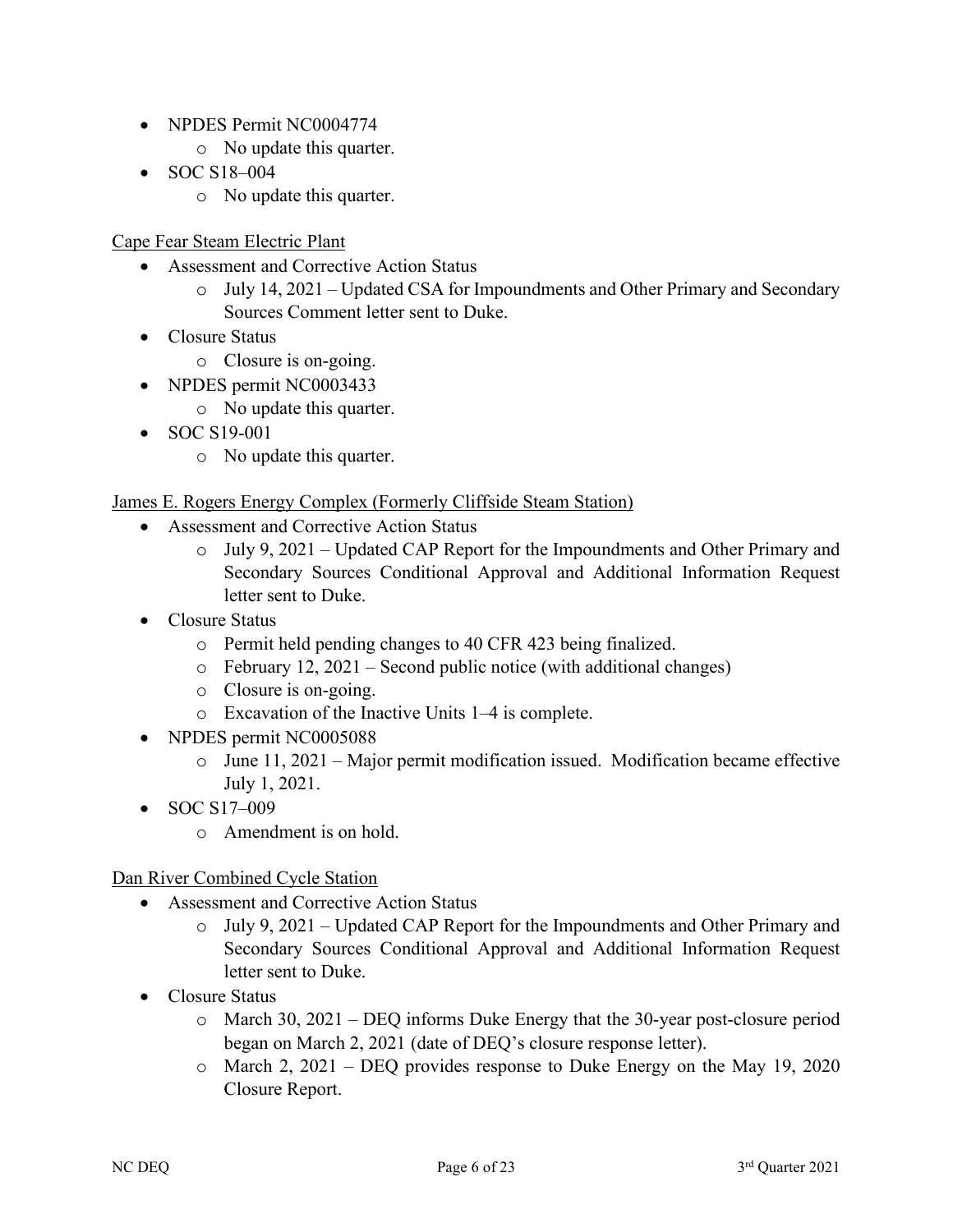- NPDES Permit NC0004774
    - No update this quarter.
- SOC S18–004
    - No update this quarter.

Cape Fear Steam Electric Plant

- Assessment and Corrective Action Status
    - July 14, 2021 – Updated CSA for Impoundments and Other Primary and Secondary Sources Comment letter sent to Duke.
- Closure Status
    - Closure is on-going.
- NPDES permit NC0003433
    - No update this quarter.
- SOC S19-001
    - No update this quarter.

James E. Rogers Energy Complex (Formerly Cliffside Steam Station)

- Assessment and Corrective Action Status
    - July 9, 2021 – Updated CAP Report for the Impoundments and Other Primary and Secondary Sources Conditional Approval and Additional Information Request letter sent to Duke.
- Closure Status
    - Permit held pending changes to 40 CFR 423 being finalized.
    - February 12, 2021 – Second public notice (with additional changes)
    - Closure is on-going.
    - Excavation of the Inactive Units 1–4 is complete.
- NPDES permit NC0005088
    - June 11, 2021 – Major permit modification issued. Modification became effective July 1, 2021.
- SOC S17–009
    - Amendment is on hold.

Dan River Combined Cycle Station

- Assessment and Corrective Action Status
    - July 9, 2021 – Updated CAP Report for the Impoundments and Other Primary and Secondary Sources Conditional Approval and Additional Information Request letter sent to Duke.
- Closure Status
    - March 30, 2021 – DEQ informs Duke Energy that the 30-year post-closure period began on March 2, 2021 (date of DEQ's closure response letter).
    - March 2, 2021 – DEQ provides response to Duke Energy on the May 19, 2020 Closure Report.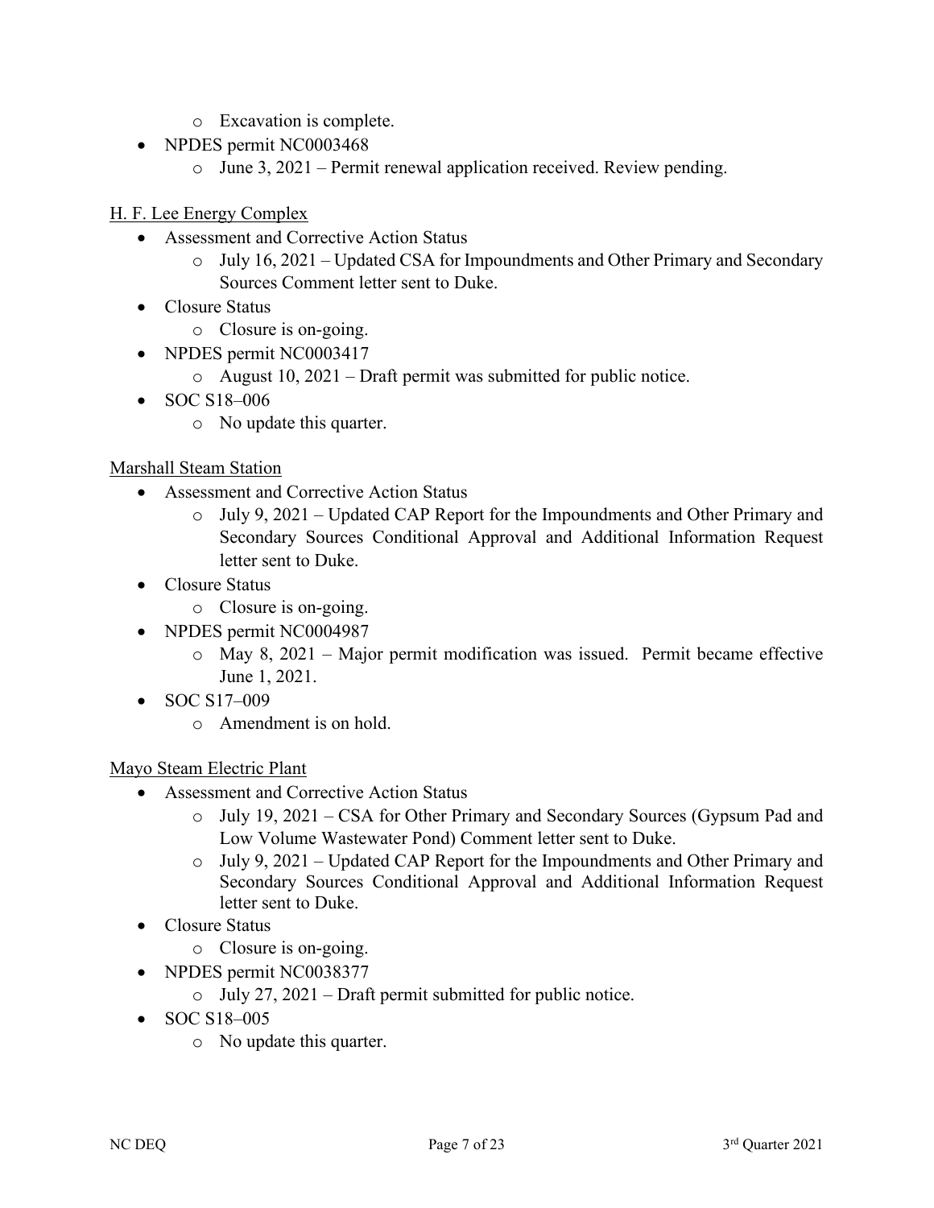- Excavation is complete.
- NPDES permit NC0003468
  - June 3, 2021 – Permit renewal application received. Review pending.

H. F. Lee Energy Complex

- Assessment and Corrective Action Status
  - July 16, 2021 – Updated CSA for Impoundments and Other Primary and Secondary Sources Comment letter sent to Duke.
- Closure Status
  - Closure is on-going.
- NPDES permit NC0003417
  - August 10, 2021 – Draft permit was submitted for public notice.
- SOC S18–006
  - No update this quarter.

Marshall Steam Station

- Assessment and Corrective Action Status
  - July 9, 2021 – Updated CAP Report for the Impoundments and Other Primary and Secondary Sources Conditional Approval and Additional Information Request letter sent to Duke.
- Closure Status
  - Closure is on-going.
- NPDES permit NC0004987
  - May 8, 2021 – Major permit modification was issued. Permit became effective June 1, 2021.
- SOC S17–009
  - Amendment is on hold.

Mayo Steam Electric Plant

- Assessment and Corrective Action Status
  - July 19, 2021 – CSA for Other Primary and Secondary Sources (Gypsum Pad and Low Volume Wastewater Pond) Comment letter sent to Duke.
  - July 9, 2021 – Updated CAP Report for the Impoundments and Other Primary and Secondary Sources Conditional Approval and Additional Information Request letter sent to Duke.
- Closure Status
  - Closure is on-going.
- NPDES permit NC0038377
  - July 27, 2021 – Draft permit submitted for public notice.
- SOC S18–005
  - No update this quarter.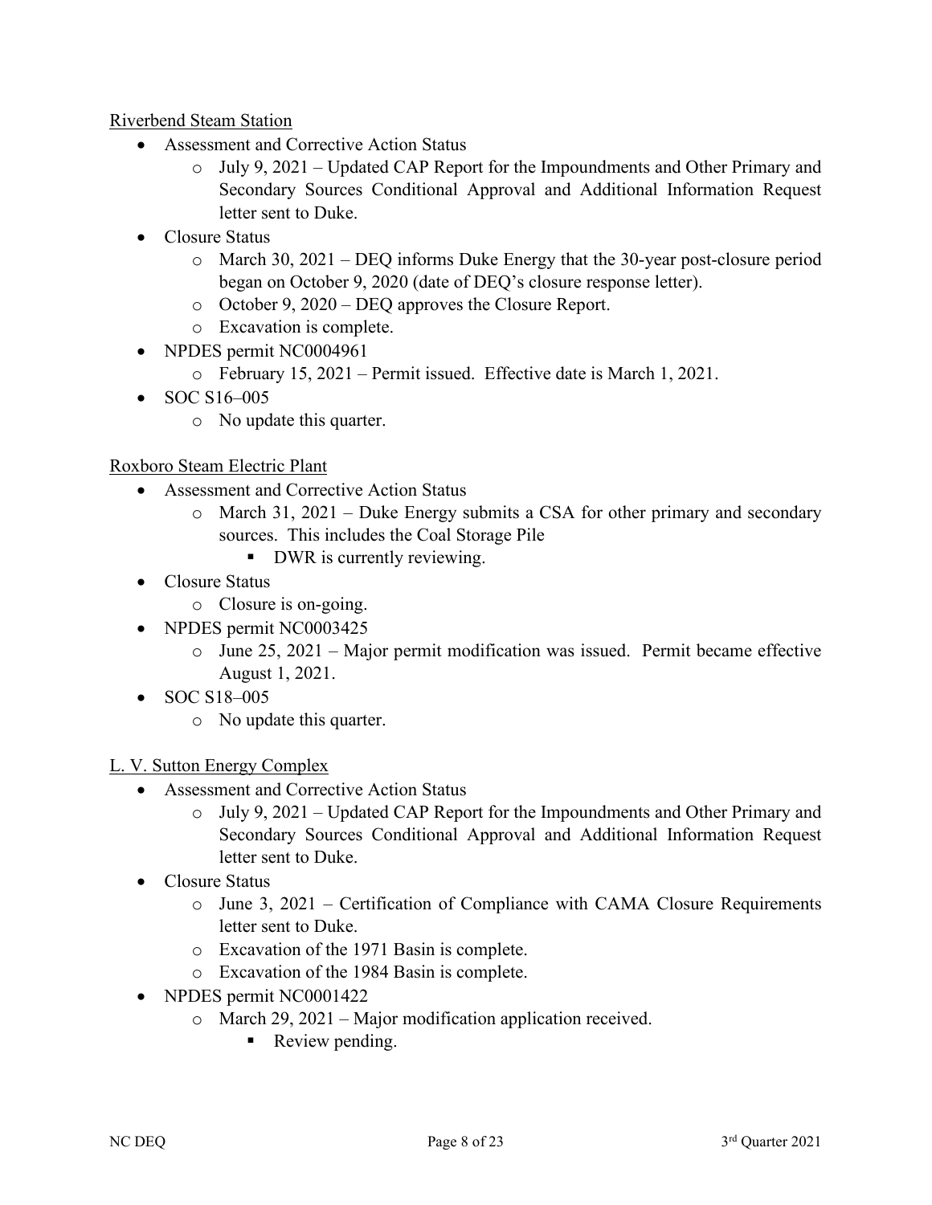Riverbend Steam Station

- Assessment and Corrective Action Status
  - July 9, 2021 – Updated CAP Report for the Impoundments and Other Primary and Secondary Sources Conditional Approval and Additional Information Request letter sent to Duke.
- Closure Status
  - March 30, 2021 – DEQ informs Duke Energy that the 30-year post-closure period began on October 9, 2020 (date of DEQ's closure response letter).
  - October 9, 2020 – DEQ approves the Closure Report.
  - Excavation is complete.
- NPDES permit NC0004961
  - February 15, 2021 – Permit issued. Effective date is March 1, 2021.
- SOC S16–005
  - No update this quarter.

Roxboro Steam Electric Plant

- Assessment and Corrective Action Status
  - March 31, 2021 – Duke Energy submits a CSA for other primary and secondary sources. This includes the Coal Storage Pile
    - DWR is currently reviewing.
- Closure Status
  - Closure is on-going.
- NPDES permit NC0003425
  - June 25, 2021 – Major permit modification was issued. Permit became effective August 1, 2021.
- SOC S18–005
  - No update this quarter.

L. V. Sutton Energy Complex

- Assessment and Corrective Action Status
  - July 9, 2021 – Updated CAP Report for the Impoundments and Other Primary and Secondary Sources Conditional Approval and Additional Information Request letter sent to Duke.
- Closure Status
  - June 3, 2021 – Certification of Compliance with CAMA Closure Requirements letter sent to Duke.
  - Excavation of the 1971 Basin is complete.
  - Excavation of the 1984 Basin is complete.
- NPDES permit NC0001422
  - March 29, 2021 – Major modification application received.
    - Review pending.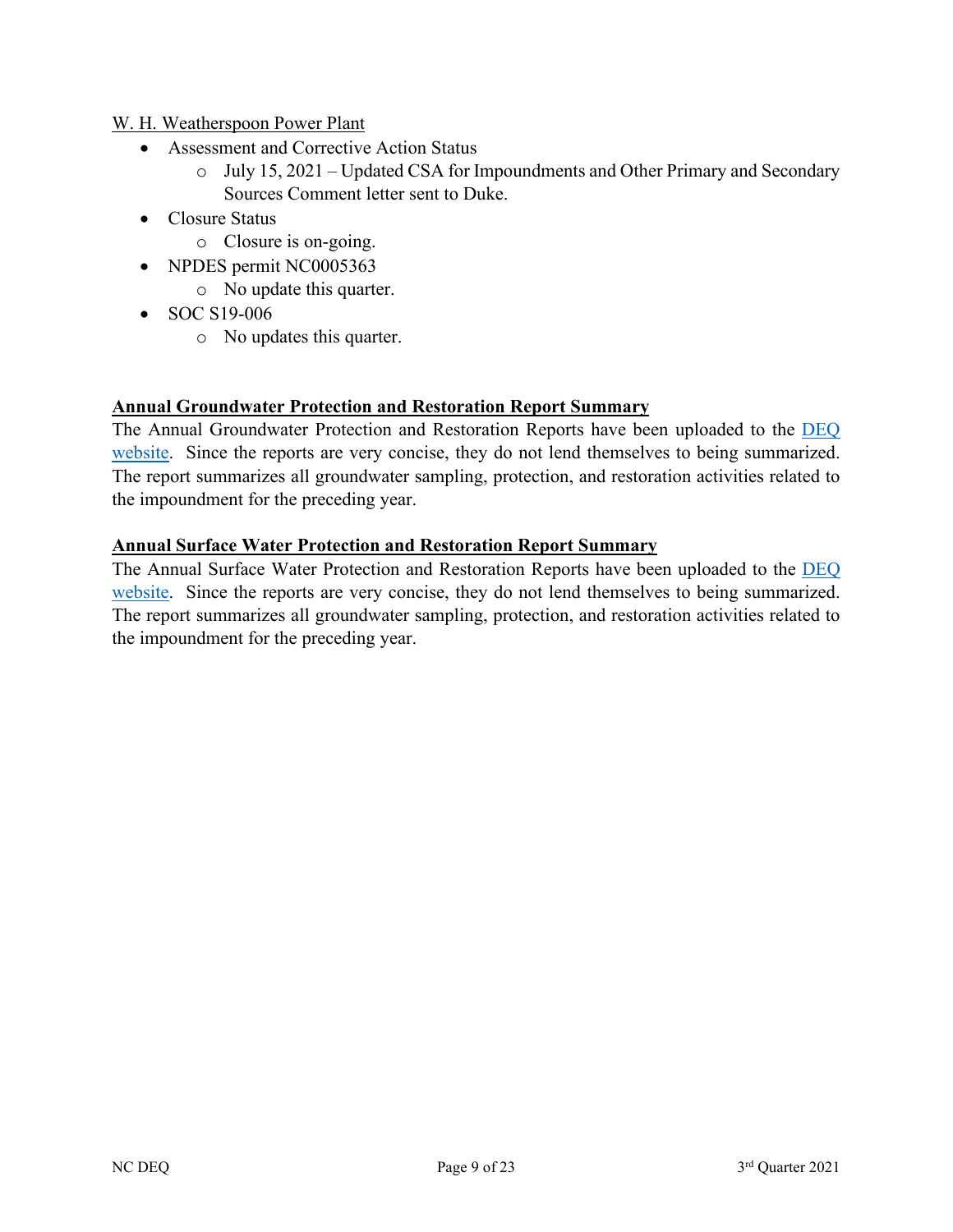W. H. Weatherspoon Power Plant

- Assessment and Corrective Action Status
  - July 15, 2021 – Updated CSA for Impoundments and Other Primary and Secondary Sources Comment letter sent to Duke.
- Closure Status
  - Closure is on-going.
- NPDES permit NC0005363
  - No update this quarter.
- SOC S19-006
  - No updates this quarter.

## Annual Groundwater Protection and Restoration Report Summary

The Annual Groundwater Protection and Restoration Reports have been uploaded to the [DEQ website](). Since the reports are very concise, they do not lend themselves to being summarized. The report summarizes all groundwater sampling, protection, and restoration activities related to the impoundment for the preceding year.

## Annual Surface Water Protection and Restoration Report Summary

The Annual Surface Water Protection and Restoration Reports have been uploaded to the [DEQ website](). Since the reports are very concise, they do not lend themselves to being summarized. The report summarizes all groundwater sampling, protection, and restoration activities related to the impoundment for the preceding year.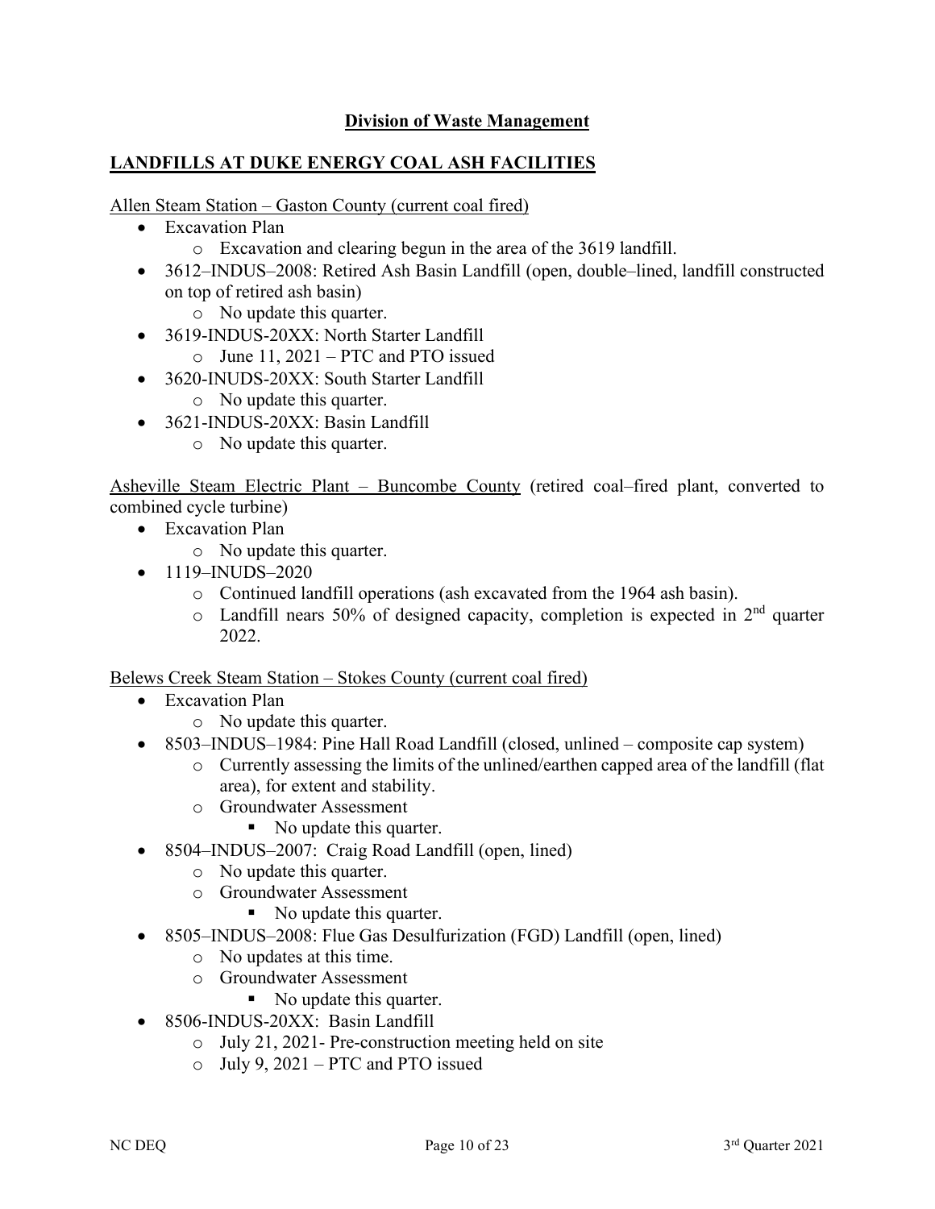## Division of Waste Management

### LANDFILLS AT DUKE ENERGY COAL ASH FACILITIES

Allen Steam Station – Gaston County (current coal fired)

- Excavation Plan
  - Excavation and clearing begun in the area of the 3619 landfill.
- 3612–INDUS–2008: Retired Ash Basin Landfill (open, double–lined, landfill constructed on top of retired ash basin)
  - No update this quarter.
- 3619-INDUS-20XX: North Starter Landfill
  - June 11, 2021 – PTC and PTO issued
- 3620-INUDS-20XX: South Starter Landfill
  - No update this quarter.
- 3621-INDUS-20XX: Basin Landfill
  - No update this quarter.

Asheville Steam Electric Plant – Buncombe County (retired coal–fired plant, converted to combined cycle turbine)

- Excavation Plan
  - No update this quarter.
- 1119–INUDS–2020
  - Continued landfill operations (ash excavated from the 1964 ash basin).
  - Landfill nears 50% of designed capacity, completion is expected in 2nd quarter 2022.

Belews Creek Steam Station – Stokes County (current coal fired)

- Excavation Plan
  - No update this quarter.
- 8503–INDUS–1984: Pine Hall Road Landfill (closed, unlined – composite cap system)
  - Currently assessing the limits of the unlined/earthen capped area of the landfill (flat area), for extent and stability.
  - Groundwater Assessment
    - No update this quarter.
- 8504–INDUS–2007: Craig Road Landfill (open, lined)
  - No update this quarter.
  - Groundwater Assessment
    - No update this quarter.
- 8505–INDUS–2008: Flue Gas Desulfurization (FGD) Landfill (open, lined)
  - No updates at this time.
  - Groundwater Assessment
    - No update this quarter.
- 8506-INDUS-20XX: Basin Landfill
  - July 21, 2021- Pre-construction meeting held on site
  - July 9, 2021 – PTC and PTO issued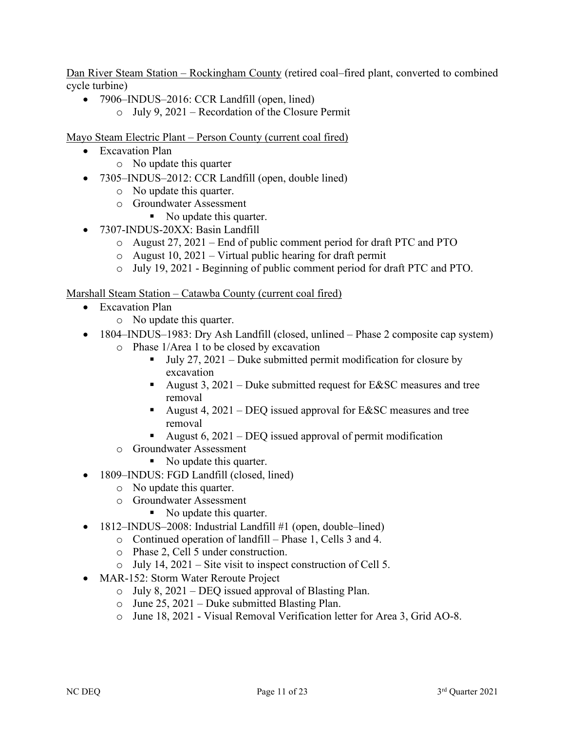Dan River Steam Station – Rockingham County (retired coal–fired plant, converted to combined cycle turbine)

- 7906–INDUS–2016: CCR Landfill (open, lined)
  - July 9, 2021 – Recordation of the Closure Permit

Mayo Steam Electric Plant – Person County (current coal fired)

- Excavation Plan
  - No update this quarter
- 7305–INDUS–2012: CCR Landfill (open, double lined)
  - No update this quarter.
  - Groundwater Assessment
    - No update this quarter.
- 7307-INDUS-20XX: Basin Landfill
  - August 27, 2021 – End of public comment period for draft PTC and PTO
  - August 10, 2021 – Virtual public hearing for draft permit
  - July 19, 2021 - Beginning of public comment period for draft PTC and PTO.

Marshall Steam Station – Catawba County (current coal fired)

- Excavation Plan
  - No update this quarter.
- 1804–INDUS–1983: Dry Ash Landfill (closed, unlined – Phase 2 composite cap system)
  - Phase 1/Area 1 to be closed by excavation
    - July 27, 2021 – Duke submitted permit modification for closure by excavation
    - August 3, 2021 – Duke submitted request for E&SC measures and tree removal
    - August 4, 2021 – DEQ issued approval for E&SC measures and tree removal
    - August 6, 2021 – DEQ issued approval of permit modification
  - Groundwater Assessment
    - No update this quarter.
- 1809–INDUS: FGD Landfill (closed, lined)
  - No update this quarter.
  - Groundwater Assessment
    - No update this quarter.
- 1812–INDUS–2008: Industrial Landfill #1 (open, double–lined)
  - Continued operation of landfill – Phase 1, Cells 3 and 4.
  - Phase 2, Cell 5 under construction.
  - July 14, 2021 – Site visit to inspect construction of Cell 5.
- MAR-152: Storm Water Reroute Project
  - July 8, 2021 – DEQ issued approval of Blasting Plan.
  - June 25, 2021 – Duke submitted Blasting Plan.
  - June 18, 2021 - Visual Removal Verification letter for Area 3, Grid AO-8.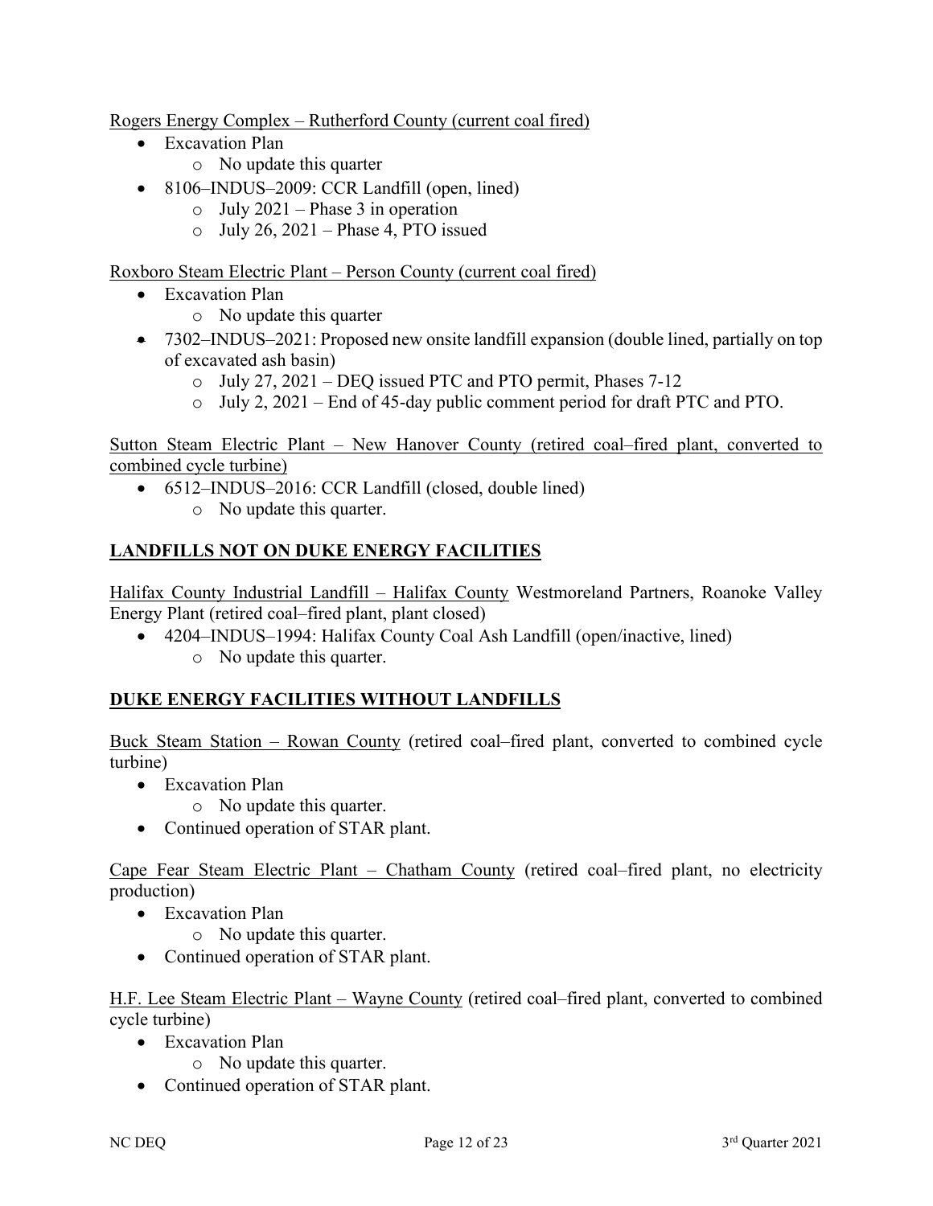Rogers Energy Complex – Rutherford County (current coal fired)

- Excavation Plan
  - No update this quarter
- 8106–INDUS–2009: CCR Landfill (open, lined)
  - July 2021 – Phase 3 in operation
  - July 26, 2021 – Phase 4, PTO issued

Roxboro Steam Electric Plant – Person County (current coal fired)

- Excavation Plan
  - No update this quarter
- 7302–INDUS–2021: Proposed new onsite landfill expansion (double lined, partially on top of excavated ash basin)
  - July 27, 2021 – DEQ issued PTC and PTO permit, Phases 7-12
  - July 2, 2021 – End of 45-day public comment period for draft PTC and PTO.

Sutton Steam Electric Plant – New Hanover County (retired coal–fired plant, converted to combined cycle turbine)

- 6512–INDUS–2016: CCR Landfill (closed, double lined)
  - No update this quarter.

## LANDFILLS NOT ON DUKE ENERGY FACILITIES

Halifax County Industrial Landfill – Halifax County Westmoreland Partners, Roanoke Valley Energy Plant (retired coal–fired plant, plant closed)

- 4204–INDUS–1994: Halifax County Coal Ash Landfill (open/inactive, lined)
  - No update this quarter.

## DUKE ENERGY FACILITIES WITHOUT LANDFILLS

Buck Steam Station – Rowan County (retired coal–fired plant, converted to combined cycle turbine)

- Excavation Plan
  - No update this quarter.
- Continued operation of STAR plant.

Cape Fear Steam Electric Plant – Chatham County (retired coal–fired plant, no electricity production)

- Excavation Plan
  - No update this quarter.
- Continued operation of STAR plant.

H.F. Lee Steam Electric Plant – Wayne County (retired coal–fired plant, converted to combined cycle turbine)

- Excavation Plan
  - No update this quarter.
- Continued operation of STAR plant.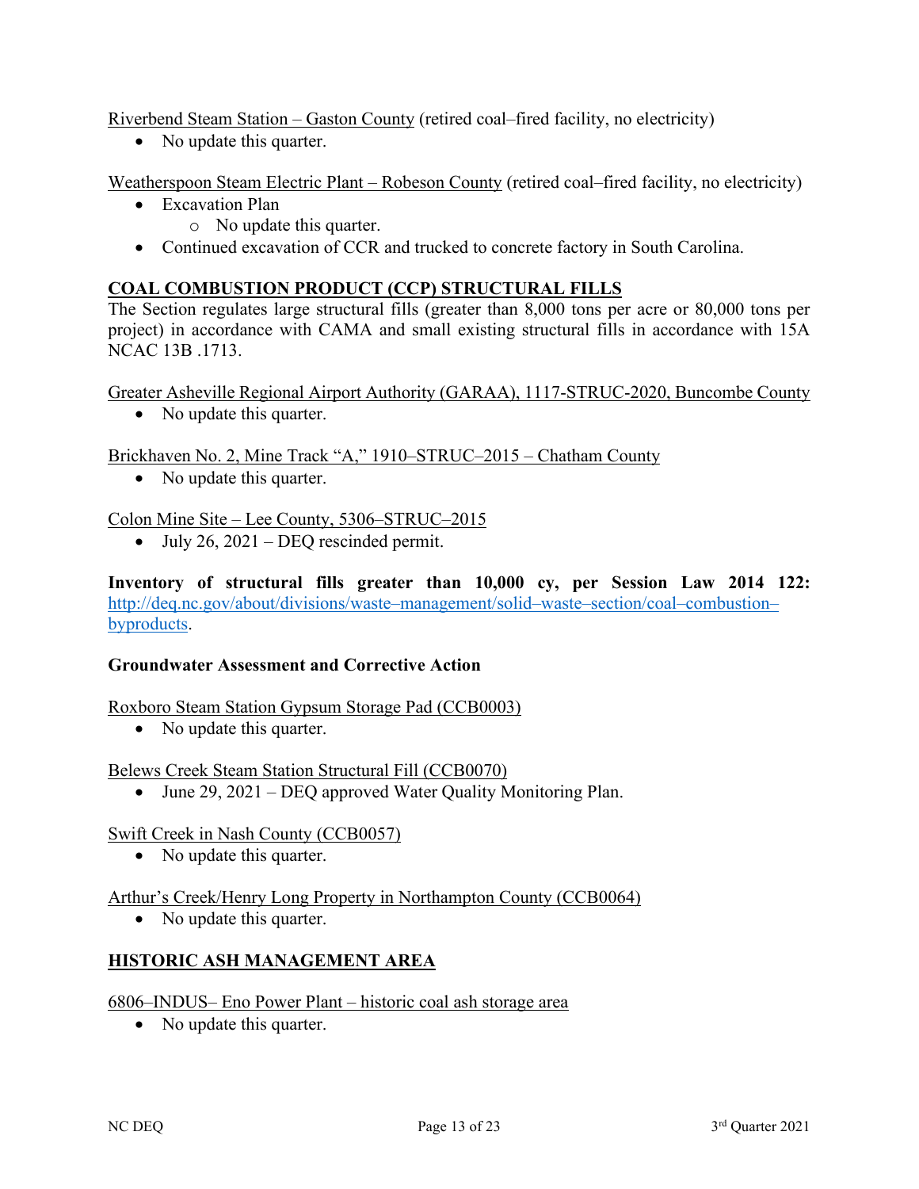Riverbend Steam Station – Gaston County (retired coal–fired facility, no electricity)

- No update this quarter.

Weatherspoon Steam Electric Plant – Robeson County (retired coal–fired facility, no electricity)

- Excavation Plan
  - No update this quarter.
- Continued excavation of CCR and trucked to concrete factory in South Carolina.

## COAL COMBUSTION PRODUCT (CCP) STRUCTURAL FILLS

The Section regulates large structural fills (greater than 8,000 tons per acre or 80,000 tons per project) in accordance with CAMA and small existing structural fills in accordance with 15A NCAC 13B .1713.

Greater Asheville Regional Airport Authority (GARAA), 1117-STRUC-2020, Buncombe County

- No update this quarter.

Brickhaven No. 2, Mine Track "A," 1910–STRUC–2015 – Chatham County

- No update this quarter.

Colon Mine Site – Lee County, 5306–STRUC–2015

- July 26, 2021 – DEQ rescinded permit.

**Inventory of structural fills greater than 10,000 cy, per Session Law 2014 122:** [http://deq.nc.gov/about/divisions/waste–management/solid–waste–section/coal–combustion–byproducts](http://deq.nc.gov/about/divisions/waste–management/solid–waste–section/coal–combustion–byproducts).

### Groundwater Assessment and Corrective Action

Roxboro Steam Station Gypsum Storage Pad (CCB0003)

- No update this quarter.

Belews Creek Steam Station Structural Fill (CCB0070)

- June 29, 2021 – DEQ approved Water Quality Monitoring Plan.

Swift Creek in Nash County (CCB0057)

- No update this quarter.

Arthur's Creek/Henry Long Property in Northampton County (CCB0064)

- No update this quarter.

## HISTORIC ASH MANAGEMENT AREA

6806–INDUS– Eno Power Plant – historic coal ash storage area

- No update this quarter.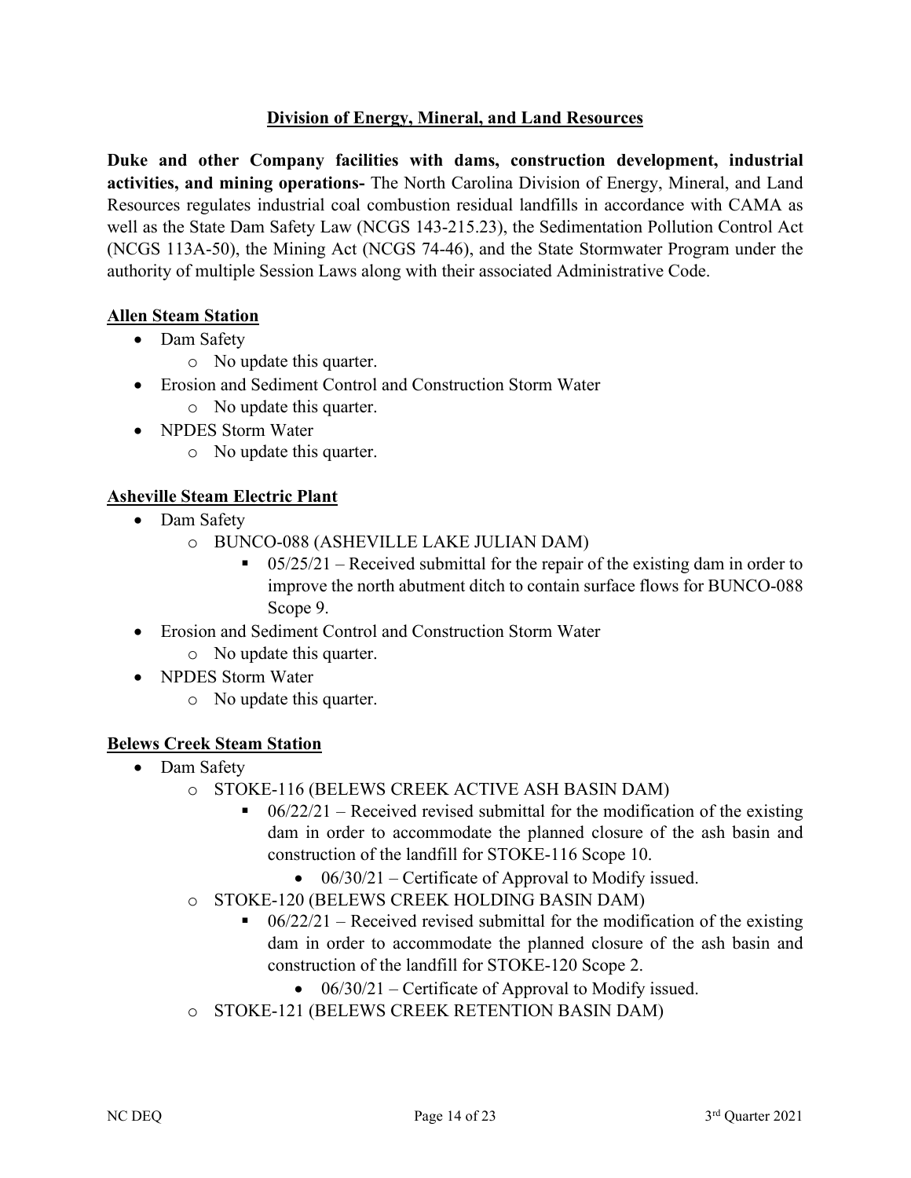## Division of Energy, Mineral, and Land Resources

**Duke and other Company facilities with dams, construction development, industrial activities, and mining operations-** The North Carolina Division of Energy, Mineral, and Land Resources regulates industrial coal combustion residual landfills in accordance with CAMA as well as the State Dam Safety Law (NCGS 143-215.23), the Sedimentation Pollution Control Act (NCGS 113A-50), the Mining Act (NCGS 74-46), and the State Stormwater Program under the authority of multiple Session Laws along with their associated Administrative Code.

### Allen Steam Station

- Dam Safety
  - No update this quarter.
- Erosion and Sediment Control and Construction Storm Water
  - No update this quarter.
- NPDES Storm Water
  - No update this quarter.

### Asheville Steam Electric Plant

- Dam Safety
  - BUNCO-088 (ASHEVILLE LAKE JULIAN DAM)
    - 05/25/21 – Received submittal for the repair of the existing dam in order to improve the north abutment ditch to contain surface flows for BUNCO-088 Scope 9.
- Erosion and Sediment Control and Construction Storm Water
  - No update this quarter.
- NPDES Storm Water
  - No update this quarter.

### Belews Creek Steam Station

- Dam Safety
  - STOKE-116 (BELEWS CREEK ACTIVE ASH BASIN DAM)
    - 06/22/21 – Received revised submittal for the modification of the existing dam in order to accommodate the planned closure of the ash basin and construction of the landfill for STOKE-116 Scope 10.
      - 06/30/21 – Certificate of Approval to Modify issued.
  - STOKE-120 (BELEWS CREEK HOLDING BASIN DAM)
    - 06/22/21 – Received revised submittal for the modification of the existing dam in order to accommodate the planned closure of the ash basin and construction of the landfill for STOKE-120 Scope 2.
      - 06/30/21 – Certificate of Approval to Modify issued.
  - STOKE-121 (BELEWS CREEK RETENTION BASIN DAM)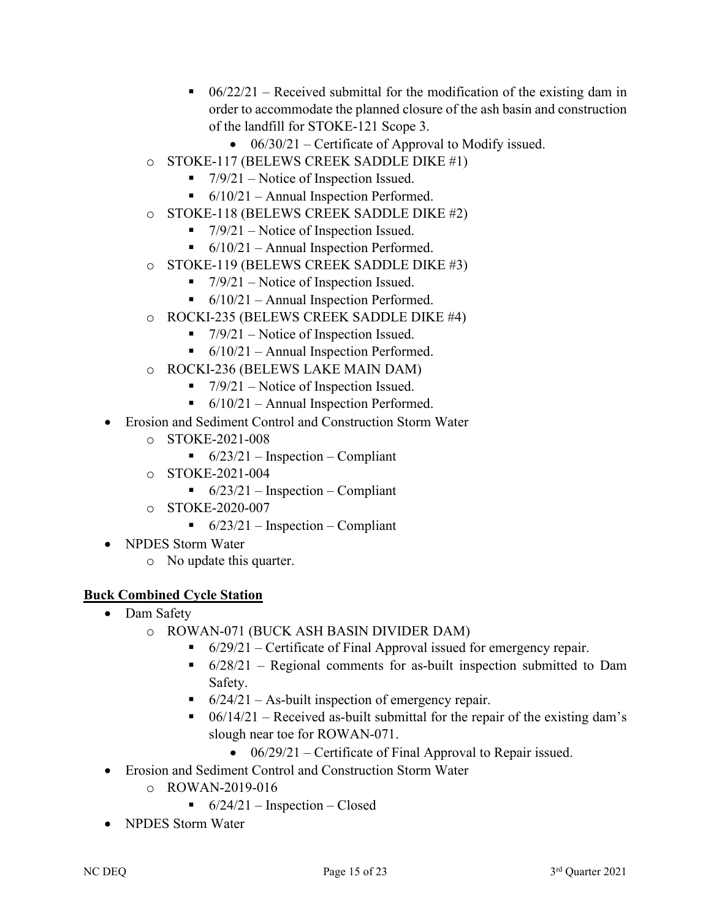- 06/22/21 – Received submittal for the modification of the existing dam in order to accommodate the planned closure of the ash basin and construction of the landfill for STOKE-121 Scope 3.
            - 06/30/21 – Certificate of Approval to Modify issued.
    - STOKE-117 (BELEWS CREEK SADDLE DIKE #1)
        - 7/9/21 – Notice of Inspection Issued.
        - 6/10/21 – Annual Inspection Performed.
    - STOKE-118 (BELEWS CREEK SADDLE DIKE #2)
        - 7/9/21 – Notice of Inspection Issued.
        - 6/10/21 – Annual Inspection Performed.
    - STOKE-119 (BELEWS CREEK SADDLE DIKE #3)
        - 7/9/21 – Notice of Inspection Issued.
        - 6/10/21 – Annual Inspection Performed.
    - ROCKI-235 (BELEWS CREEK SADDLE DIKE #4)
        - 7/9/21 – Notice of Inspection Issued.
        - 6/10/21 – Annual Inspection Performed.
    - ROCKI-236 (BELEWS LAKE MAIN DAM)
        - 7/9/21 – Notice of Inspection Issued.
        - 6/10/21 – Annual Inspection Performed.
- Erosion and Sediment Control and Construction Storm Water
    - STOKE-2021-008
        - 6/23/21 – Inspection – Compliant
    - STOKE-2021-004
        - 6/23/21 – Inspection – Compliant
    - STOKE-2020-007
        - 6/23/21 – Inspection – Compliant
- NPDES Storm Water
    - No update this quarter.

**Buck Combined Cycle Station**

- Dam Safety
    - ROWAN-071 (BUCK ASH BASIN DIVIDER DAM)
        - 6/29/21 – Certificate of Final Approval issued for emergency repair.
        - 6/28/21 – Regional comments for as-built inspection submitted to Dam Safety.
        - 6/24/21 – As-built inspection of emergency repair.
        - 06/14/21 – Received as-built submittal for the repair of the existing dam's slough near toe for ROWAN-071.
            - 06/29/21 – Certificate of Final Approval to Repair issued.
- Erosion and Sediment Control and Construction Storm Water
    - ROWAN-2019-016
        - 6/24/21 – Inspection – Closed
- NPDES Storm Water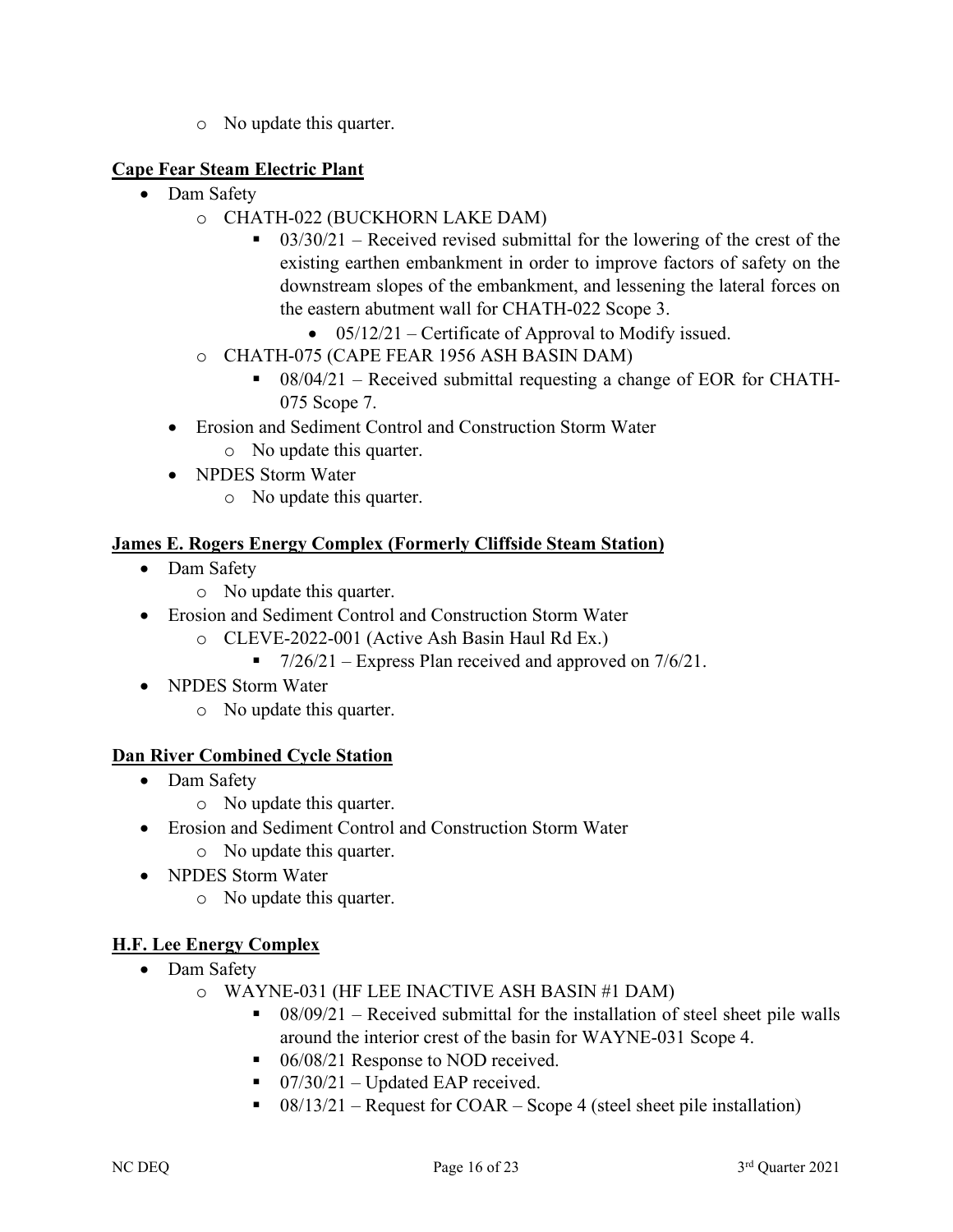- No update this quarter.

**Cape Fear Steam Electric Plant**

- Dam Safety
  - CHATH-022 (BUCKHORN LAKE DAM)
    - 03/30/21 – Received revised submittal for the lowering of the crest of the existing earthen embankment in order to improve factors of safety on the downstream slopes of the embankment, and lessening the lateral forces on the eastern abutment wall for CHATH-022 Scope 3.
      - 05/12/21 – Certificate of Approval to Modify issued.
  - CHATH-075 (CAPE FEAR 1956 ASH BASIN DAM)
    - 08/04/21 – Received submittal requesting a change of EOR for CHATH-075 Scope 7.
- Erosion and Sediment Control and Construction Storm Water
  - No update this quarter.
- NPDES Storm Water
  - No update this quarter.

**James E. Rogers Energy Complex (Formerly Cliffside Steam Station)**

- Dam Safety
  - No update this quarter.
- Erosion and Sediment Control and Construction Storm Water
  - CLEVE-2022-001 (Active Ash Basin Haul Rd Ex.)
    - 7/26/21 – Express Plan received and approved on 7/6/21.
- NPDES Storm Water
  - No update this quarter.

**Dan River Combined Cycle Station**

- Dam Safety
  - No update this quarter.
- Erosion and Sediment Control and Construction Storm Water
  - No update this quarter.
- NPDES Storm Water
  - No update this quarter.

**H.F. Lee Energy Complex**

- Dam Safety
  - WAYNE-031 (HF LEE INACTIVE ASH BASIN #1 DAM)
    - 08/09/21 – Received submittal for the installation of steel sheet pile walls around the interior crest of the basin for WAYNE-031 Scope 4.
    - 06/08/21 Response to NOD received.
    - 07/30/21 – Updated EAP received.
    - 08/13/21 – Request for COAR – Scope 4 (steel sheet pile installation)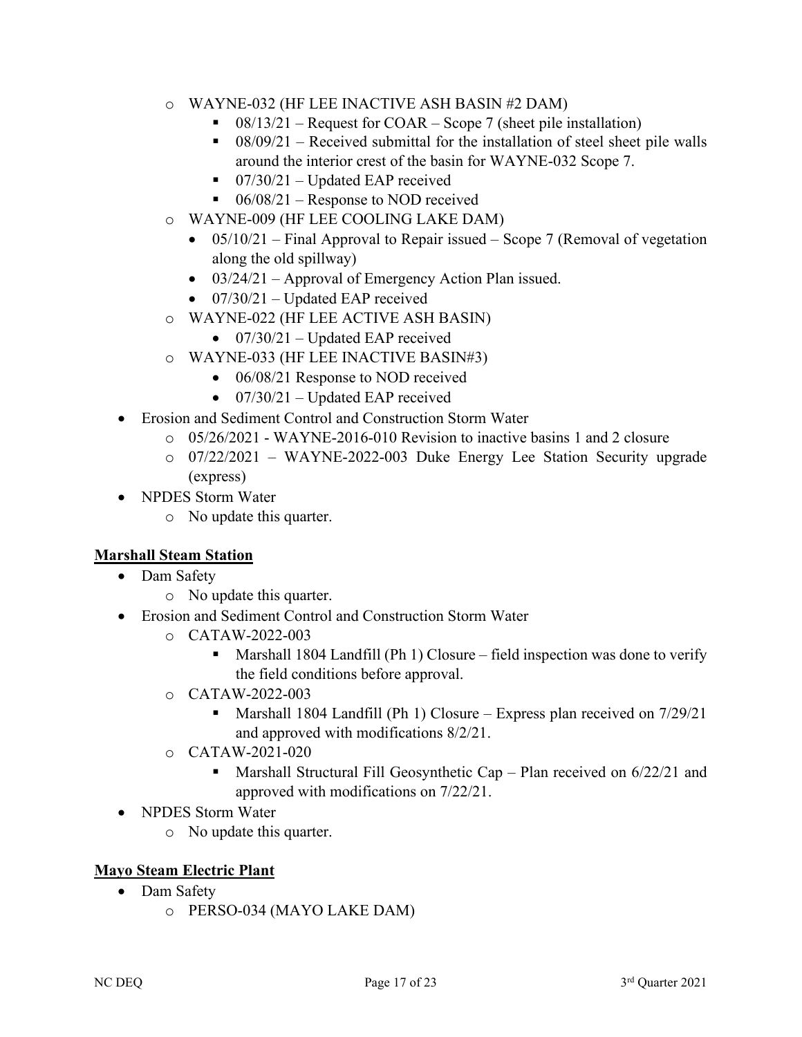- WAYNE-032 (HF LEE INACTIVE ASH BASIN #2 DAM)
  - 08/13/21 – Request for COAR – Scope 7 (sheet pile installation)
  - 08/09/21 – Received submittal for the installation of steel sheet pile walls around the interior crest of the basin for WAYNE-032 Scope 7.
  - 07/30/21 – Updated EAP received
  - 06/08/21 – Response to NOD received
- WAYNE-009 (HF LEE COOLING LAKE DAM)
  - 05/10/21 – Final Approval to Repair issued – Scope 7 (Removal of vegetation along the old spillway)
  - 03/24/21 – Approval of Emergency Action Plan issued.
  - 07/30/21 – Updated EAP received
- WAYNE-022 (HF LEE ACTIVE ASH BASIN)
  - 07/30/21 – Updated EAP received
- WAYNE-033 (HF LEE INACTIVE BASIN#3)
  - 06/08/21 Response to NOD received
  - 07/30/21 – Updated EAP received

- Erosion and Sediment Control and Construction Storm Water
  - 05/26/2021 - WAYNE-2016-010 Revision to inactive basins 1 and 2 closure
  - 07/22/2021 – WAYNE-2022-003 Duke Energy Lee Station Security upgrade (express)
- NPDES Storm Water
  - No update this quarter.

**Marshall Steam Station**

- Dam Safety
  - No update this quarter.
- Erosion and Sediment Control and Construction Storm Water
  - CATAW-2022-003
    - Marshall 1804 Landfill (Ph 1) Closure – field inspection was done to verify the field conditions before approval.
  - CATAW-2022-003
    - Marshall 1804 Landfill (Ph 1) Closure – Express plan received on 7/29/21 and approved with modifications 8/2/21.
  - CATAW-2021-020
    - Marshall Structural Fill Geosynthetic Cap – Plan received on 6/22/21 and approved with modifications on 7/22/21.
- NPDES Storm Water
  - No update this quarter.

**Mayo Steam Electric Plant**

- Dam Safety
  - PERSO-034 (MAYO LAKE DAM)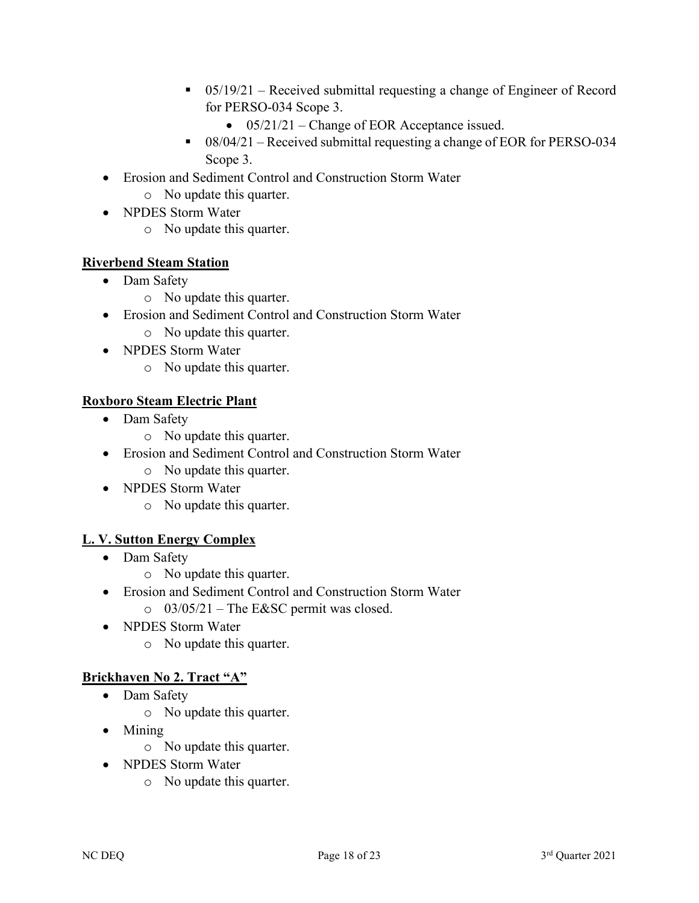- 05/19/21 – Received submittal requesting a change of Engineer of Record for PERSO-034 Scope 3.
            - 05/21/21 – Change of EOR Acceptance issued.
        - 08/04/21 – Received submittal requesting a change of EOR for PERSO-034 Scope 3.
- Erosion and Sediment Control and Construction Storm Water
    - No update this quarter.
- NPDES Storm Water
    - No update this quarter.

**Riverbend Steam Station**

- Dam Safety
    - No update this quarter.
- Erosion and Sediment Control and Construction Storm Water
    - No update this quarter.
- NPDES Storm Water
    - No update this quarter.

**Roxboro Steam Electric Plant**

- Dam Safety
    - No update this quarter.
- Erosion and Sediment Control and Construction Storm Water
    - No update this quarter.
- NPDES Storm Water
    - No update this quarter.

**L. V. Sutton Energy Complex**

- Dam Safety
    - No update this quarter.
- Erosion and Sediment Control and Construction Storm Water
    - 03/05/21 – The E&SC permit was closed.
- NPDES Storm Water
    - No update this quarter.

**Brickhaven No 2. Tract "A"**

- Dam Safety
    - No update this quarter.
- Mining
    - No update this quarter.
- NPDES Storm Water
    - No update this quarter.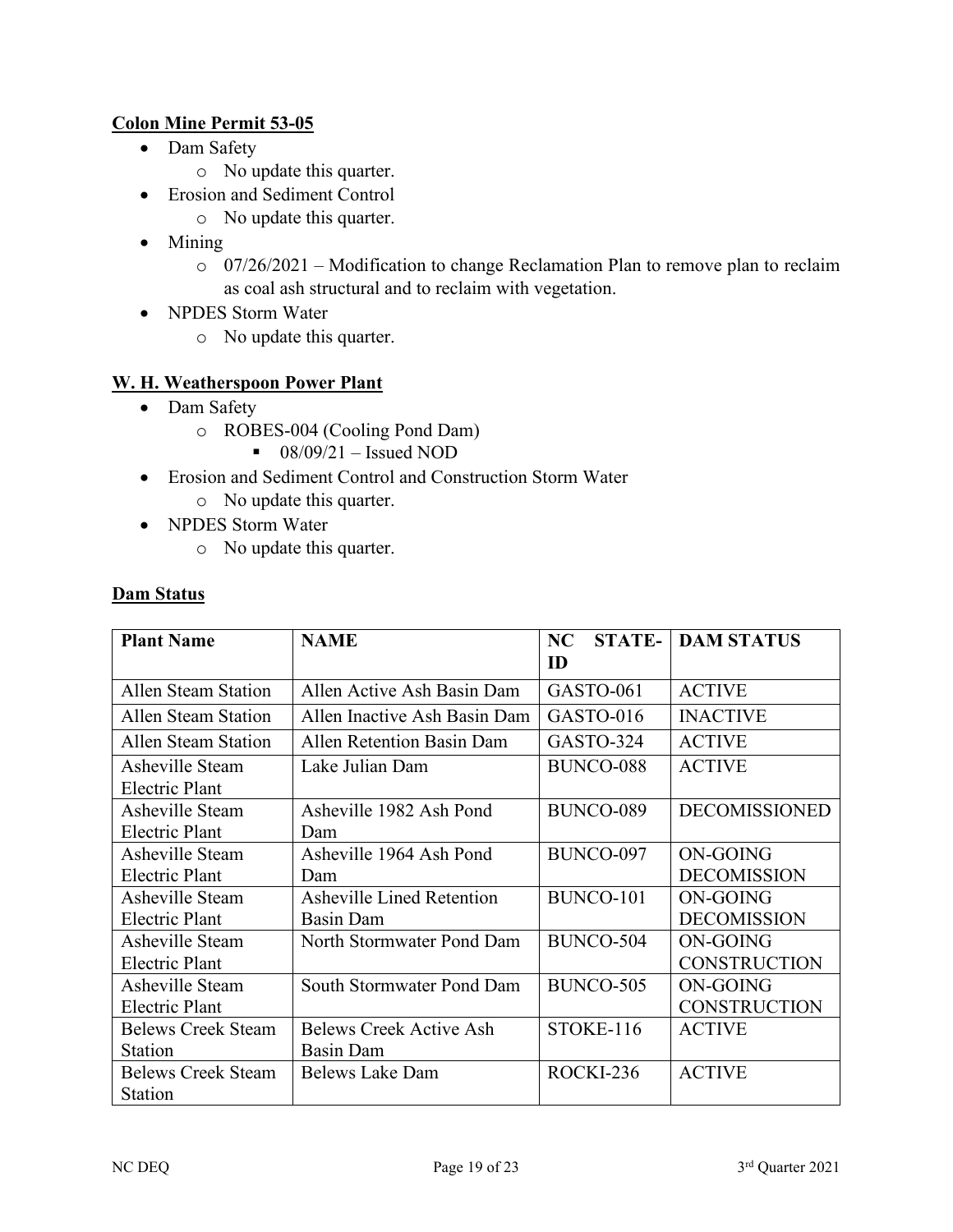**Colon Mine Permit 53-05**

- Dam Safety
  - No update this quarter.
- Erosion and Sediment Control
  - No update this quarter.
- Mining
  - 07/26/2021 – Modification to change Reclamation Plan to remove plan to reclaim as coal ash structural and to reclaim with vegetation.
- NPDES Storm Water
  - No update this quarter.

**W. H. Weatherspoon Power Plant**

- Dam Safety
  - ROBES-004 (Cooling Pond Dam)
    - 08/09/21 – Issued NOD
- Erosion and Sediment Control and Construction Storm Water
  - No update this quarter.
- NPDES Storm Water
  - No update this quarter.

**Dam Status**

| Plant Name | NAME | NC STATE-ID | DAM STATUS |
|---|---|---|---|
| Allen Steam Station | Allen Active Ash Basin Dam | GASTO-061 | ACTIVE |
| Allen Steam Station | Allen Inactive Ash Basin Dam | GASTO-016 | INACTIVE |
| Allen Steam Station | Allen Retention Basin Dam | GASTO-324 | ACTIVE |
| Asheville Steam Electric Plant | Lake Julian Dam | BUNCO-088 | ACTIVE |
| Asheville Steam Electric Plant | Asheville 1982 Ash Pond Dam | BUNCO-089 | DECOMISSIONED |
| Asheville Steam Electric Plant | Asheville 1964 Ash Pond Dam | BUNCO-097 | ON-GOING DECOMISSION |
| Asheville Steam Electric Plant | Asheville Lined Retention Basin Dam | BUNCO-101 | ON-GOING DECOMISSION |
| Asheville Steam Electric Plant | North Stormwater Pond Dam | BUNCO-504 | ON-GOING CONSTRUCTION |
| Asheville Steam Electric Plant | South Stormwater Pond Dam | BUNCO-505 | ON-GOING CONSTRUCTION |
| Belews Creek Steam Station | Belews Creek Active Ash Basin Dam | STOKE-116 | ACTIVE |
| Belews Creek Steam Station | Belews Lake Dam | ROCKI-236 | ACTIVE |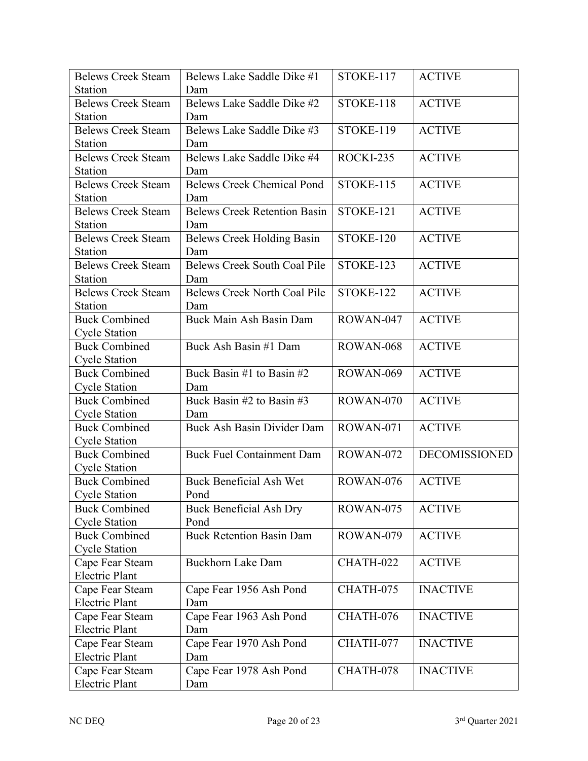| | | | |
|---|---|---|---|
| Belews Creek Steam Station | Belews Lake Saddle Dike #1 Dam | STOKE-117 | ACTIVE |
| Belews Creek Steam Station | Belews Lake Saddle Dike #2 Dam | STOKE-118 | ACTIVE |
| Belews Creek Steam Station | Belews Lake Saddle Dike #3 Dam | STOKE-119 | ACTIVE |
| Belews Creek Steam Station | Belews Lake Saddle Dike #4 Dam | ROCKI-235 | ACTIVE |
| Belews Creek Steam Station | Belews Creek Chemical Pond Dam | STOKE-115 | ACTIVE |
| Belews Creek Steam Station | Belews Creek Retention Basin Dam | STOKE-121 | ACTIVE |
| Belews Creek Steam Station | Belews Creek Holding Basin Dam | STOKE-120 | ACTIVE |
| Belews Creek Steam Station | Belews Creek South Coal Pile Dam | STOKE-123 | ACTIVE |
| Belews Creek Steam Station | Belews Creek North Coal Pile Dam | STOKE-122 | ACTIVE |
| Buck Combined Cycle Station | Buck Main Ash Basin Dam | ROWAN-047 | ACTIVE |
| Buck Combined Cycle Station | Buck Ash Basin #1 Dam | ROWAN-068 | ACTIVE |
| Buck Combined Cycle Station | Buck Basin #1 to Basin #2 Dam | ROWAN-069 | ACTIVE |
| Buck Combined Cycle Station | Buck Basin #2 to Basin #3 Dam | ROWAN-070 | ACTIVE |
| Buck Combined Cycle Station | Buck Ash Basin Divider Dam | ROWAN-071 | ACTIVE |
| Buck Combined Cycle Station | Buck Fuel Containment Dam | ROWAN-072 | DECOMISSIONED |
| Buck Combined Cycle Station | Buck Beneficial Ash Wet Pond | ROWAN-076 | ACTIVE |
| Buck Combined Cycle Station | Buck Beneficial Ash Dry Pond | ROWAN-075 | ACTIVE |
| Buck Combined Cycle Station | Buck Retention Basin Dam | ROWAN-079 | ACTIVE |
| Cape Fear Steam Electric Plant | Buckhorn Lake Dam | CHATH-022 | ACTIVE |
| Cape Fear Steam Electric Plant | Cape Fear 1956 Ash Pond Dam | CHATH-075 | INACTIVE |
| Cape Fear Steam Electric Plant | Cape Fear 1963 Ash Pond Dam | CHATH-076 | INACTIVE |
| Cape Fear Steam Electric Plant | Cape Fear 1970 Ash Pond Dam | CHATH-077 | INACTIVE |
| Cape Fear Steam Electric Plant | Cape Fear 1978 Ash Pond Dam | CHATH-078 | INACTIVE |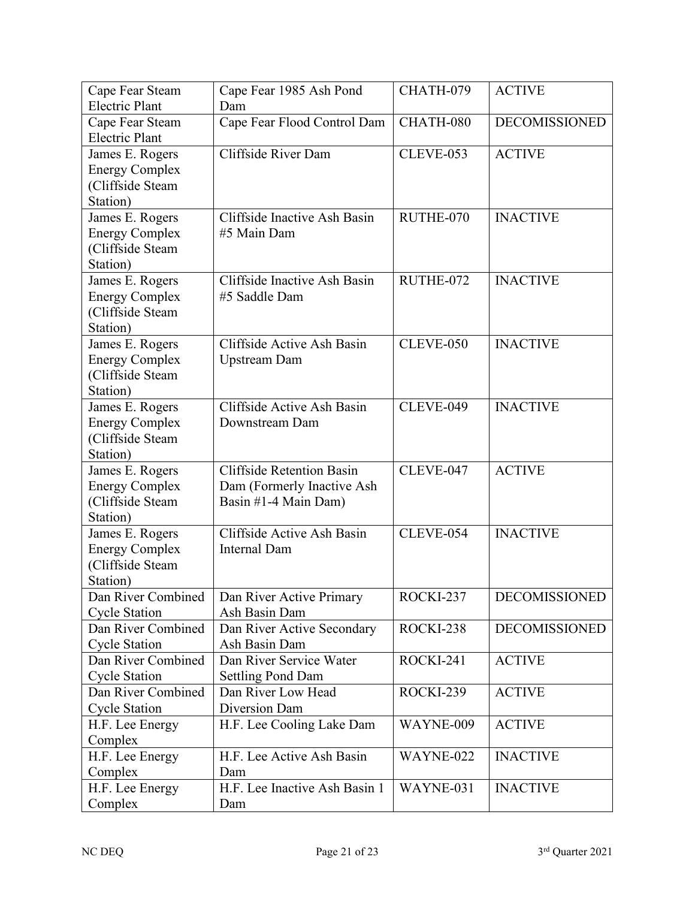| Cape Fear Steam Electric Plant | Cape Fear 1985 Ash Pond Dam | CHATH-079 | ACTIVE |
|---|---|---|---|
| Cape Fear Steam Electric Plant | Cape Fear Flood Control Dam | CHATH-080 | DECOMISSIONED |
| James E. Rogers Energy Complex (Cliffside Steam Station) | Cliffside River Dam | CLEVE-053 | ACTIVE |
| James E. Rogers Energy Complex (Cliffside Steam Station) | Cliffside Inactive Ash Basin #5 Main Dam | RUTHE-070 | INACTIVE |
| James E. Rogers Energy Complex (Cliffside Steam Station) | Cliffside Inactive Ash Basin #5 Saddle Dam | RUTHE-072 | INACTIVE |
| James E. Rogers Energy Complex (Cliffside Steam Station) | Cliffside Active Ash Basin Upstream Dam | CLEVE-050 | INACTIVE |
| James E. Rogers Energy Complex (Cliffside Steam Station) | Cliffside Active Ash Basin Downstream Dam | CLEVE-049 | INACTIVE |
| James E. Rogers Energy Complex (Cliffside Steam Station) | Cliffside Retention Basin Dam (Formerly Inactive Ash Basin #1-4 Main Dam) | CLEVE-047 | ACTIVE |
| James E. Rogers Energy Complex (Cliffside Steam Station) | Cliffside Active Ash Basin Internal Dam | CLEVE-054 | INACTIVE |
| Dan River Combined Cycle Station | Dan River Active Primary Ash Basin Dam | ROCKI-237 | DECOMISSIONED |
| Dan River Combined Cycle Station | Dan River Active Secondary Ash Basin Dam | ROCKI-238 | DECOMISSIONED |
| Dan River Combined Cycle Station | Dan River Service Water Settling Pond Dam | ROCKI-241 | ACTIVE |
| Dan River Combined Cycle Station | Dan River Low Head Diversion Dam | ROCKI-239 | ACTIVE |
| H.F. Lee Energy Complex | H.F. Lee Cooling Lake Dam | WAYNE-009 | ACTIVE |
| H.F. Lee Energy Complex | H.F. Lee Active Ash Basin Dam | WAYNE-022 | INACTIVE |
| H.F. Lee Energy Complex | H.F. Lee Inactive Ash Basin 1 Dam | WAYNE-031 | INACTIVE |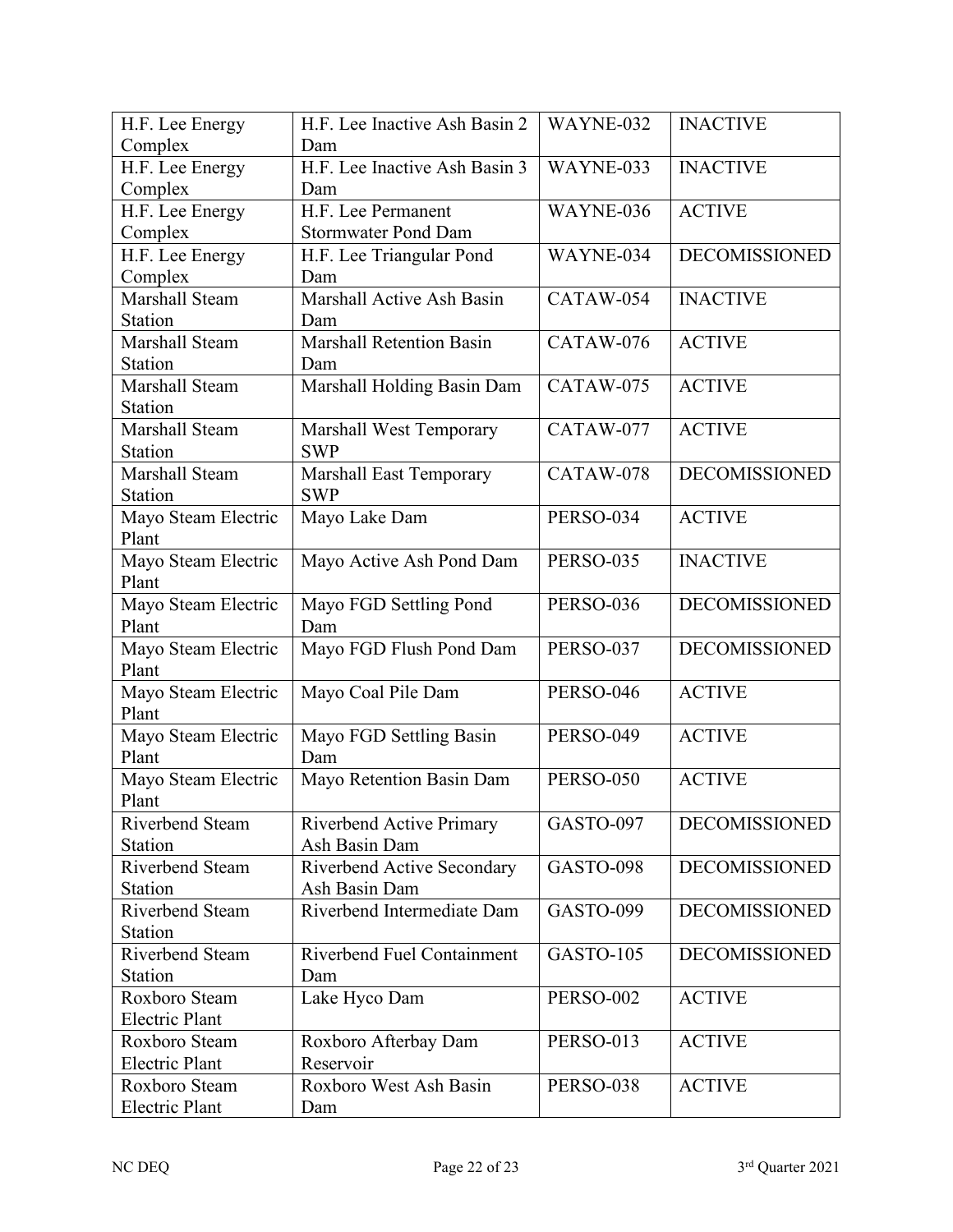| H.F. Lee Energy Complex | H.F. Lee Inactive Ash Basin 2 Dam | WAYNE-032 | INACTIVE |
|---|---|---|---|
| H.F. Lee Energy Complex | H.F. Lee Inactive Ash Basin 3 Dam | WAYNE-033 | INACTIVE |
| H.F. Lee Energy Complex | H.F. Lee Permanent Stormwater Pond Dam | WAYNE-036 | ACTIVE |
| H.F. Lee Energy Complex | H.F. Lee Triangular Pond Dam | WAYNE-034 | DECOMISSIONED |
| Marshall Steam Station | Marshall Active Ash Basin Dam | CATAW-054 | INACTIVE |
| Marshall Steam Station | Marshall Retention Basin Dam | CATAW-076 | ACTIVE |
| Marshall Steam Station | Marshall Holding Basin Dam | CATAW-075 | ACTIVE |
| Marshall Steam Station | Marshall West Temporary SWP | CATAW-077 | ACTIVE |
| Marshall Steam Station | Marshall East Temporary SWP | CATAW-078 | DECOMISSIONED |
| Mayo Steam Electric Plant | Mayo Lake Dam | PERSO-034 | ACTIVE |
| Mayo Steam Electric Plant | Mayo Active Ash Pond Dam | PERSO-035 | INACTIVE |
| Mayo Steam Electric Plant | Mayo FGD Settling Pond Dam | PERSO-036 | DECOMISSIONED |
| Mayo Steam Electric Plant | Mayo FGD Flush Pond Dam | PERSO-037 | DECOMISSIONED |
| Mayo Steam Electric Plant | Mayo Coal Pile Dam | PERSO-046 | ACTIVE |
| Mayo Steam Electric Plant | Mayo FGD Settling Basin Dam | PERSO-049 | ACTIVE |
| Mayo Steam Electric Plant | Mayo Retention Basin Dam | PERSO-050 | ACTIVE |
| Riverbend Steam Station | Riverbend Active Primary Ash Basin Dam | GASTO-097 | DECOMISSIONED |
| Riverbend Steam Station | Riverbend Active Secondary Ash Basin Dam | GASTO-098 | DECOMISSIONED |
| Riverbend Steam Station | Riverbend Intermediate Dam | GASTO-099 | DECOMISSIONED |
| Riverbend Steam Station | Riverbend Fuel Containment Dam | GASTO-105 | DECOMISSIONED |
| Roxboro Steam Electric Plant | Lake Hyco Dam | PERSO-002 | ACTIVE |
| Roxboro Steam Electric Plant | Roxboro Afterbay Dam Reservoir | PERSO-013 | ACTIVE |
| Roxboro Steam Electric Plant | Roxboro West Ash Basin Dam | PERSO-038 | ACTIVE |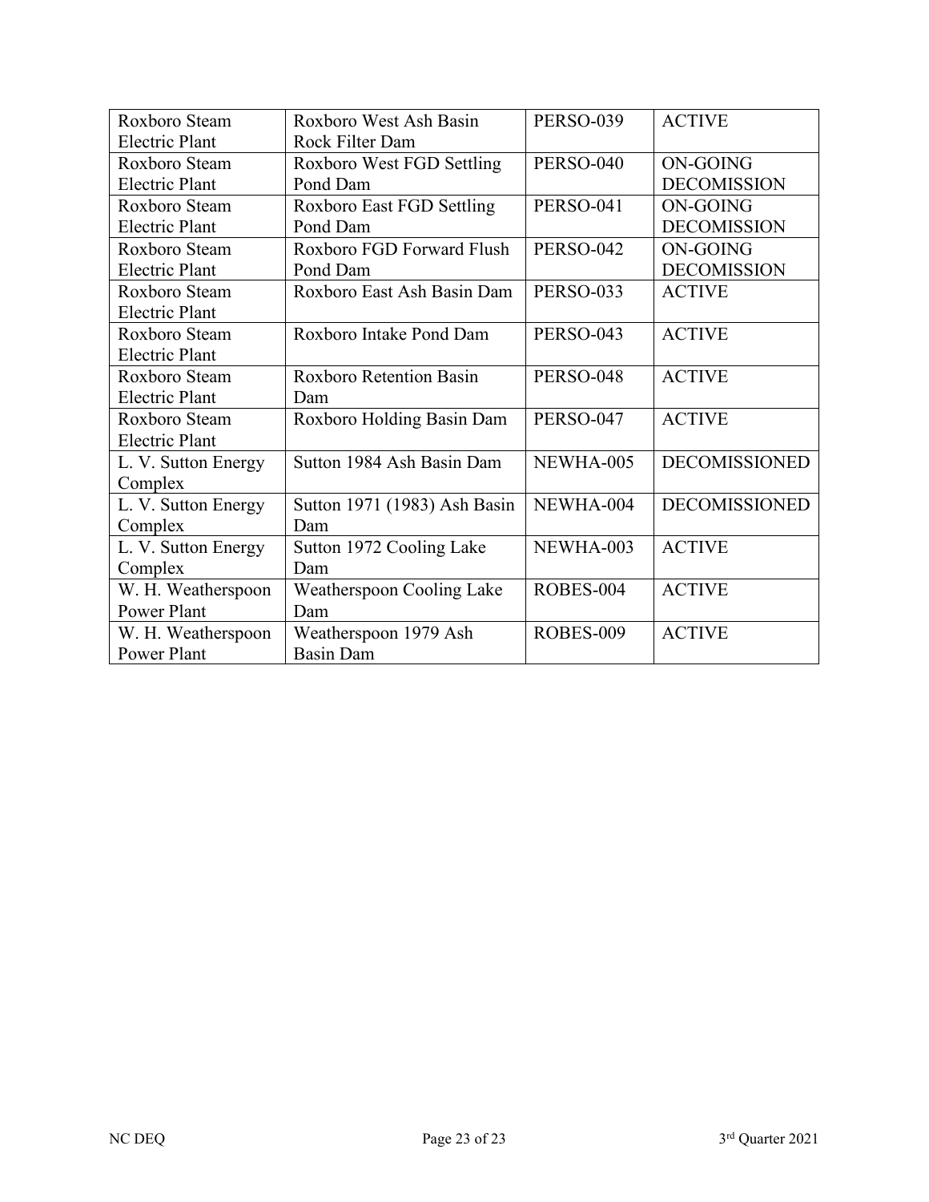| | | | |
|---|---|---|---|
| Roxboro Steam Electric Plant | Roxboro West Ash Basin Rock Filter Dam | PERSO-039 | ACTIVE |
| Roxboro Steam Electric Plant | Roxboro West FGD Settling Pond Dam | PERSO-040 | ON-GOING DECOMISSION |
| Roxboro Steam Electric Plant | Roxboro East FGD Settling Pond Dam | PERSO-041 | ON-GOING DECOMISSION |
| Roxboro Steam Electric Plant | Roxboro FGD Forward Flush Pond Dam | PERSO-042 | ON-GOING DECOMISSION |
| Roxboro Steam Electric Plant | Roxboro East Ash Basin Dam | PERSO-033 | ACTIVE |
| Roxboro Steam Electric Plant | Roxboro Intake Pond Dam | PERSO-043 | ACTIVE |
| Roxboro Steam Electric Plant | Roxboro Retention Basin Dam | PERSO-048 | ACTIVE |
| Roxboro Steam Electric Plant | Roxboro Holding Basin Dam | PERSO-047 | ACTIVE |
| L. V. Sutton Energy Complex | Sutton 1984 Ash Basin Dam | NEWHA-005 | DECOMISSIONED |
| L. V. Sutton Energy Complex | Sutton 1971 (1983) Ash Basin Dam | NEWHA-004 | DECOMISSIONED |
| L. V. Sutton Energy Complex | Sutton 1972 Cooling Lake Dam | NEWHA-003 | ACTIVE |
| W. H. Weatherspoon Power Plant | Weatherspoon Cooling Lake Dam | ROBES-004 | ACTIVE |
| W. H. Weatherspoon Power Plant | Weatherspoon 1979 Ash Basin Dam | ROBES-009 | ACTIVE |